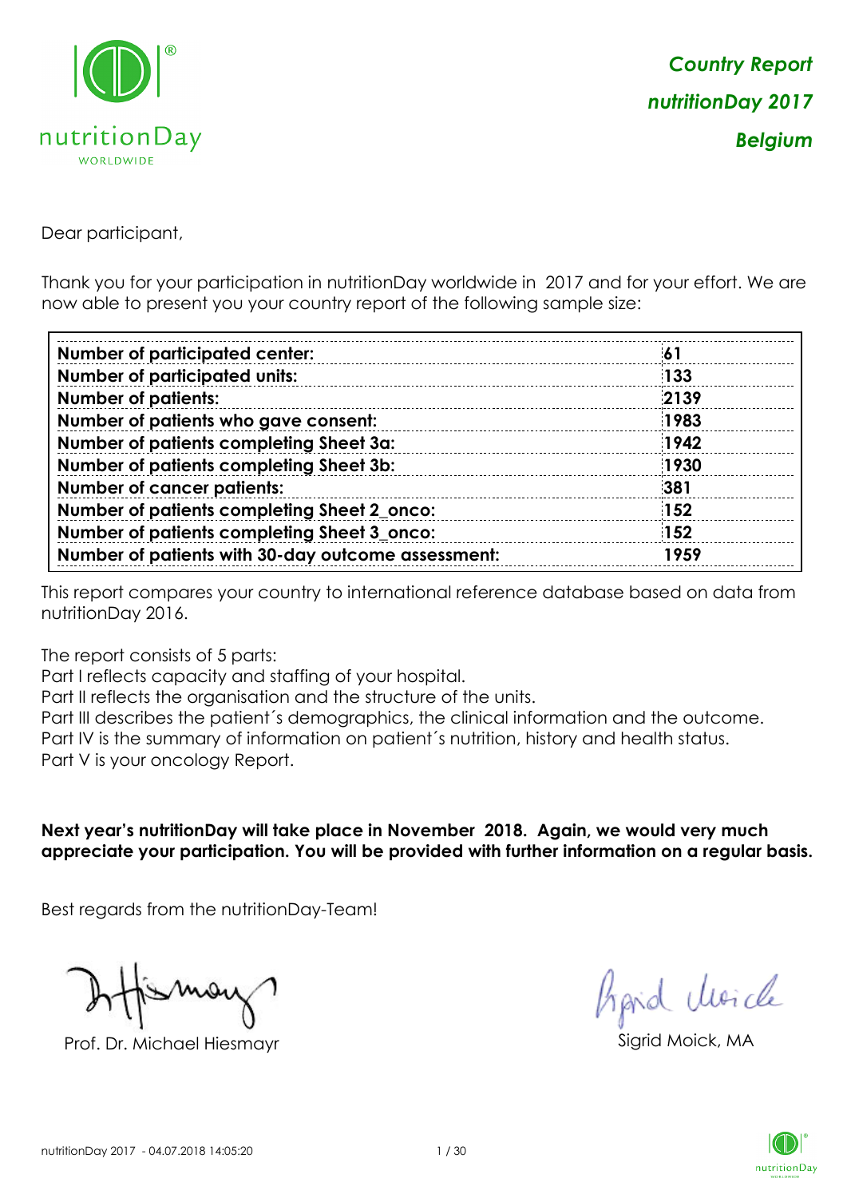***Country Report***

***nutritionDay 2017***

***Belgium***

Dear participant,

Thank you for your participation in nutritionDay worldwide in 2017 and for your effort. We are now able to present you your country report of the following sample size:

| | |
|---|---|
| **Number of participated center:** | **61** |
| **Number of participated units:** | **133** |
| **Number of patients:** | **2139** |
| **Number of patients who gave consent:** | **1983** |
| **Number of patients completing Sheet 3a:** | **1942** |
| **Number of patients completing Sheet 3b:** | **1930** |
| **Number of cancer patients:** | **381** |
| **Number of patients completing Sheet 2_onco:** | **152** |
| **Number of patients completing Sheet 3_onco:** | **152** |
| **Number of patients with 30-day outcome assessment:** | **1959** |

This report compares your country to international reference database based on data from nutritionDay 2016.

The report consists of 5 parts:
Part I reflects capacity and staffing of your hospital.
Part II reflects the organisation and the structure of the units.
Part III describes the patient´s demographics, the clinical information and the outcome.
Part IV is the summary of information on patient´s nutrition, history and health status.
Part V is your oncology Report.

**Next year's nutritionDay will take place in November 2018. Again, we would very much appreciate your participation. You will be provided with further information on a regular basis.**

Best regards from the nutritionDay-Team!

Prof. Dr. Michael Hiesmayr

Sigrid Moick, MA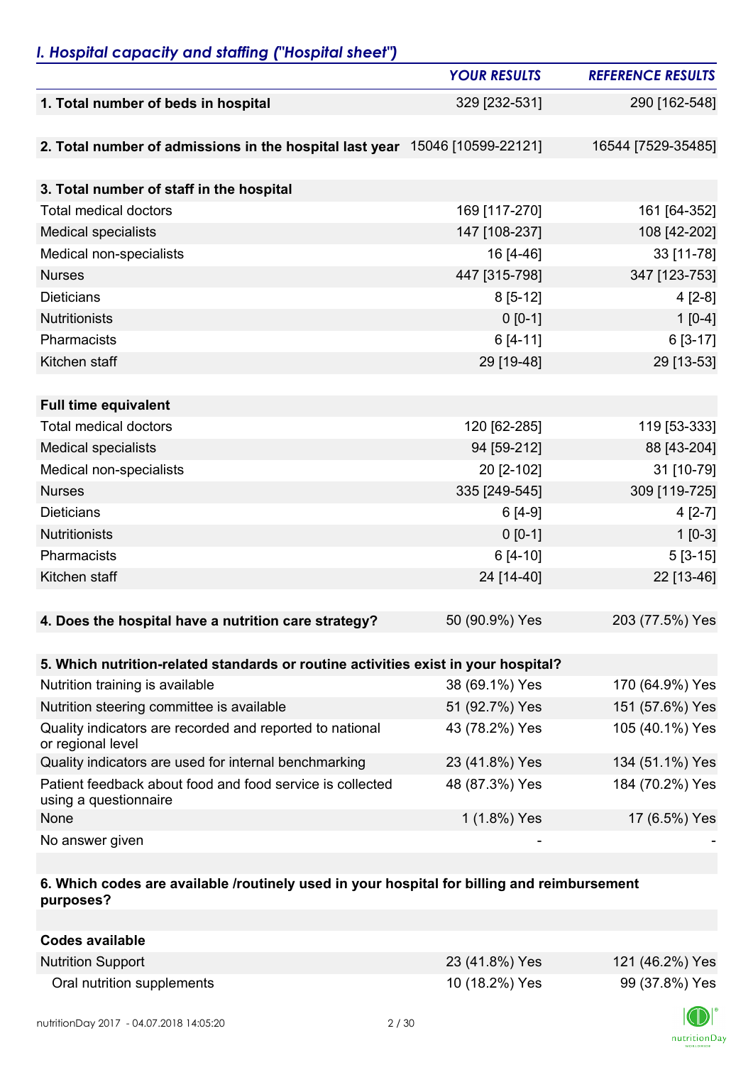## *I. Hospital capacity and staffing ("Hospital sheet")*

| | *YOUR RESULTS* | *REFERENCE RESULTS* |
|---|---|---|
| **1. Total number of beds in hospital** | 329 [232-531] | 290 [162-548] |
| **2. Total number of admissions in the hospital last year** | 15046 [10599-22121] | 16544 [7529-35485] |
| **3. Total number of staff in the hospital** | | |
| Total medical doctors | 169 [117-270] | 161 [64-352] |
| Medical specialists | 147 [108-237] | 108 [42-202] |
| Medical non-specialists | 16 [4-46] | 33 [11-78] |
| Nurses | 447 [315-798] | 347 [123-753] |
| Dieticians | 8 [5-12] | 4 [2-8] |
| Nutritionists | 0 [0-1] | 1 [0-4] |
| Pharmacists | 6 [4-11] | 6 [3-17] |
| Kitchen staff | 29 [19-48] | 29 [13-53] |
| **Full time equivalent** | | |
| Total medical doctors | 120 [62-285] | 119 [53-333] |
| Medical specialists | 94 [59-212] | 88 [43-204] |
| Medical non-specialists | 20 [2-102] | 31 [10-79] |
| Nurses | 335 [249-545] | 309 [119-725] |
| Dieticians | 6 [4-9] | 4 [2-7] |
| Nutritionists | 0 [0-1] | 1 [0-3] |
| Pharmacists | 6 [4-10] | 5 [3-15] |
| Kitchen staff | 24 [14-40] | 22 [13-46] |
| **4. Does the hospital have a nutrition care strategy?** | 50 (90.9%) Yes | 203 (77.5%) Yes |
| **5. Which nutrition-related standards or routine activities exist in your hospital?** | | |
| Nutrition training is available | 38 (69.1%) Yes | 170 (64.9%) Yes |
| Nutrition steering committee is available | 51 (92.7%) Yes | 151 (57.6%) Yes |
| Quality indicators are recorded and reported to national or regional level | 43 (78.2%) Yes | 105 (40.1%) Yes |
| Quality indicators are used for internal benchmarking | 23 (41.8%) Yes | 134 (51.1%) Yes |
| Patient feedback about food and food service is collected using a questionnaire | 48 (87.3%) Yes | 184 (70.2%) Yes |
| None | 1 (1.8%) Yes | 17 (6.5%) Yes |
| No answer given | - | - |
| **6. Which codes are available /routinely used in your hospital for billing and reimbursement purposes?** | | |
| **Codes available** | | |
| Nutrition Support | 23 (41.8%) Yes | 121 (46.2%) Yes |
| Oral nutrition supplements | 10 (18.2%) Yes | 99 (37.8%) Yes |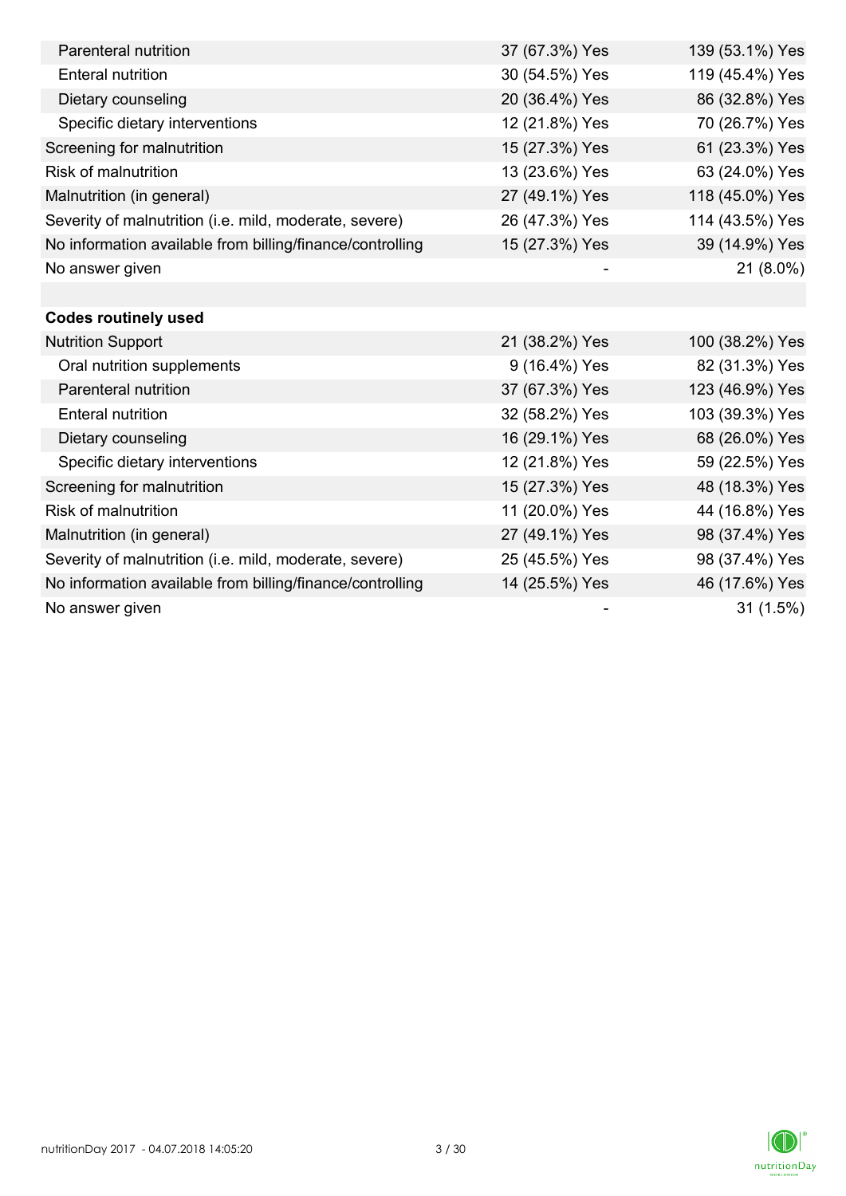| | | |
|---|---|---|
| Parenteral nutrition | 37 (67.3%) Yes | 139 (53.1%) Yes |
| Enteral nutrition | 30 (54.5%) Yes | 119 (45.4%) Yes |
| Dietary counseling | 20 (36.4%) Yes | 86 (32.8%) Yes |
| Specific dietary interventions | 12 (21.8%) Yes | 70 (26.7%) Yes |
| Screening for malnutrition | 15 (27.3%) Yes | 61 (23.3%) Yes |
| Risk of malnutrition | 13 (23.6%) Yes | 63 (24.0%) Yes |
| Malnutrition (in general) | 27 (49.1%) Yes | 118 (45.0%) Yes |
| Severity of malnutrition (i.e. mild, moderate, severe) | 26 (47.3%) Yes | 114 (43.5%) Yes |
| No information available from billing/finance/controlling | 15 (27.3%) Yes | 39 (14.9%) Yes |
| No answer given | - | 21 (8.0%) |
| | | |
| **Codes routinely used** | | |
| Nutrition Support | 21 (38.2%) Yes | 100 (38.2%) Yes |
| Oral nutrition supplements | 9 (16.4%) Yes | 82 (31.3%) Yes |
| Parenteral nutrition | 37 (67.3%) Yes | 123 (46.9%) Yes |
| Enteral nutrition | 32 (58.2%) Yes | 103 (39.3%) Yes |
| Dietary counseling | 16 (29.1%) Yes | 68 (26.0%) Yes |
| Specific dietary interventions | 12 (21.8%) Yes | 59 (22.5%) Yes |
| Screening for malnutrition | 15 (27.3%) Yes | 48 (18.3%) Yes |
| Risk of malnutrition | 11 (20.0%) Yes | 44 (16.8%) Yes |
| Malnutrition (in general) | 27 (49.1%) Yes | 98 (37.4%) Yes |
| Severity of malnutrition (i.e. mild, moderate, severe) | 25 (45.5%) Yes | 98 (37.4%) Yes |
| No information available from billing/finance/controlling | 14 (25.5%) Yes | 46 (17.6%) Yes |
| No answer given | - | 31 (1.5%) |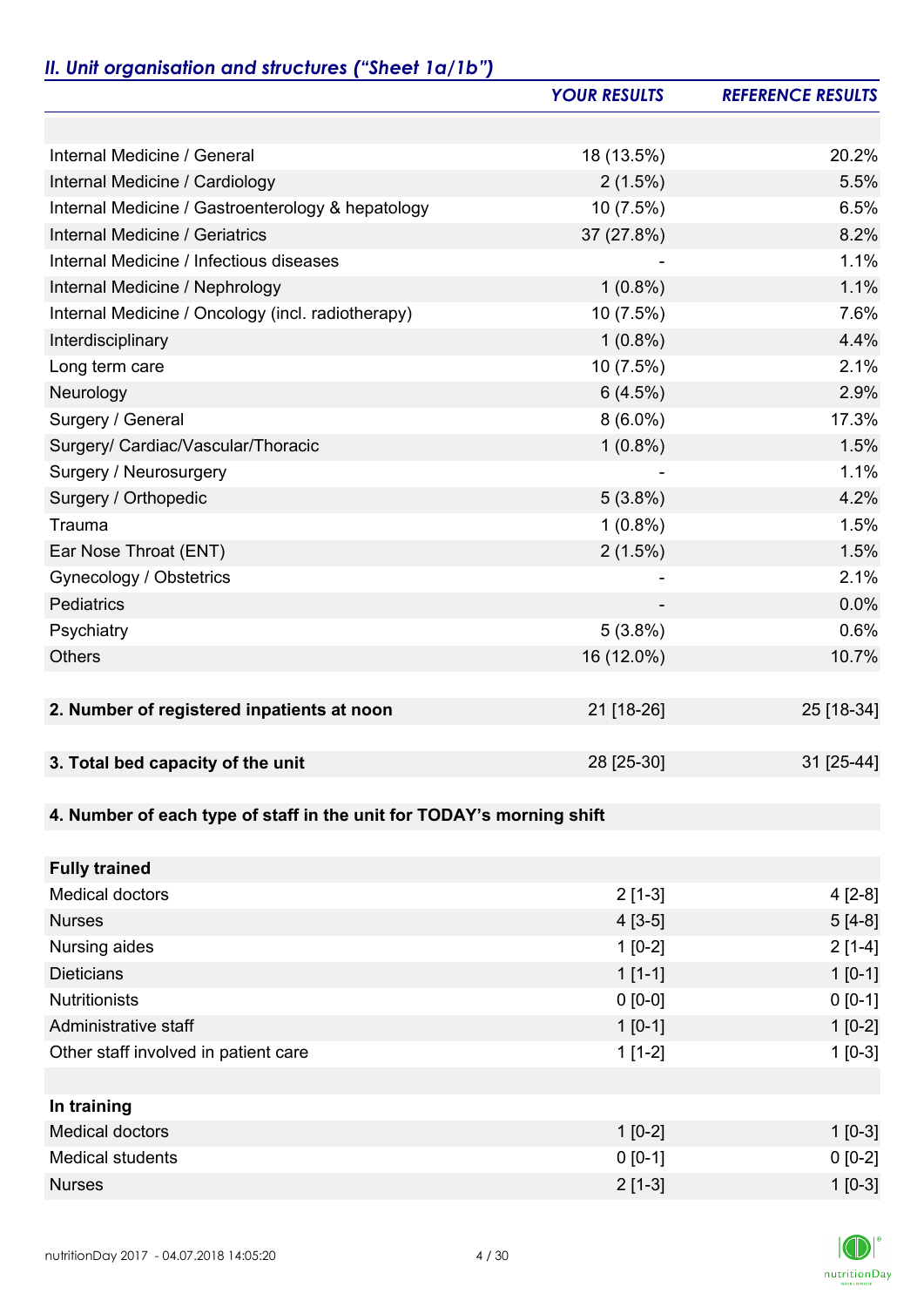## *II. Unit organisation and structures ("Sheet 1a/1b")*

| | *YOUR RESULTS* | *REFERENCE RESULTS* |
|---|---|---|
| | | |
| Internal Medicine / General | 18 (13.5%) | 20.2% |
| Internal Medicine / Cardiology | 2 (1.5%) | 5.5% |
| Internal Medicine / Gastroenterology & hepatology | 10 (7.5%) | 6.5% |
| Internal Medicine / Geriatrics | 37 (27.8%) | 8.2% |
| Internal Medicine / Infectious diseases | - | 1.1% |
| Internal Medicine / Nephrology | 1 (0.8%) | 1.1% |
| Internal Medicine / Oncology (incl. radiotherapy) | 10 (7.5%) | 7.6% |
| Interdisciplinary | 1 (0.8%) | 4.4% |
| Long term care | 10 (7.5%) | 2.1% |
| Neurology | 6 (4.5%) | 2.9% |
| Surgery / General | 8 (6.0%) | 17.3% |
| Surgery/ Cardiac/Vascular/Thoracic | 1 (0.8%) | 1.5% |
| Surgery / Neurosurgery | - | 1.1% |
| Surgery / Orthopedic | 5 (3.8%) | 4.2% |
| Trauma | 1 (0.8%) | 1.5% |
| Ear Nose Throat (ENT) | 2 (1.5%) | 1.5% |
| Gynecology / Obstetrics | - | 2.1% |
| Pediatrics | - | 0.0% |
| Psychiatry | 5 (3.8%) | 0.6% |
| Others | 16 (12.0%) | 10.7% |
| | | |
| **2. Number of registered inpatients at noon** | 21 [18-26] | 25 [18-34] |
| | | |
| **3. Total bed capacity of the unit** | 28 [25-30] | 31 [25-44] |
| | | |
| **4. Number of each type of staff in the unit for TODAY's morning shift** | | |
| | | |
| **Fully trained** | | |
| Medical doctors | 2 [1-3] | 4 [2-8] |
| Nurses | 4 [3-5] | 5 [4-8] |
| Nursing aides | 1 [0-2] | 2 [1-4] |
| Dieticians | 1 [1-1] | 1 [0-1] |
| Nutritionists | 0 [0-0] | 0 [0-1] |
| Administrative staff | 1 [0-1] | 1 [0-2] |
| Other staff involved in patient care | 1 [1-2] | 1 [0-3] |
| | | |
| **In training** | | |
| Medical doctors | 1 [0-2] | 1 [0-3] |
| Medical students | 0 [0-1] | 0 [0-2] |
| Nurses | 2 [1-3] | 1 [0-3] |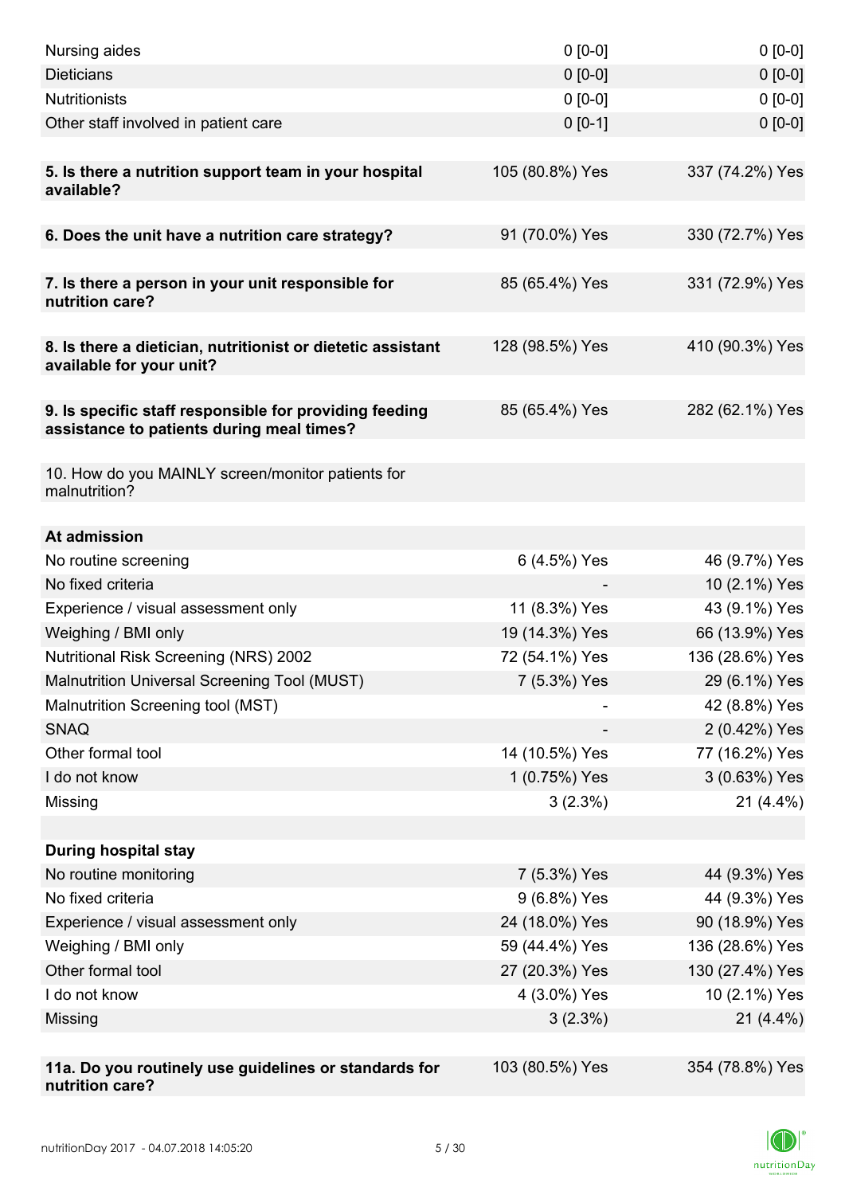| | | |
|---|---|---|
| Nursing aides | 0 [0-0] | 0 [0-0] |
| Dieticians | 0 [0-0] | 0 [0-0] |
| Nutritionists | 0 [0-0] | 0 [0-0] |
| Other staff involved in patient care | 0 [0-1] | 0 [0-0] |
| | | |
| **5. Is there a nutrition support team in your hospital available?** | 105 (80.8%) Yes | 337 (74.2%) Yes |
| | | |
| **6. Does the unit have a nutrition care strategy?** | 91 (70.0%) Yes | 330 (72.7%) Yes |
| | | |
| **7. Is there a person in your unit responsible for nutrition care?** | 85 (65.4%) Yes | 331 (72.9%) Yes |
| | | |
| **8. Is there a dietician, nutritionist or dietetic assistant available for your unit?** | 128 (98.5%) Yes | 410 (90.3%) Yes |
| | | |
| **9. Is specific staff responsible for providing feeding assistance to patients during meal times?** | 85 (65.4%) Yes | 282 (62.1%) Yes |
| | | |
| 10. How do you MAINLY screen/monitor patients for malnutrition? | | |
| | | |
| **At admission** | | |
| No routine screening | 6 (4.5%) Yes | 46 (9.7%) Yes |
| No fixed criteria | - | 10 (2.1%) Yes |
| Experience / visual assessment only | 11 (8.3%) Yes | 43 (9.1%) Yes |
| Weighing / BMI only | 19 (14.3%) Yes | 66 (13.9%) Yes |
| Nutritional Risk Screening (NRS) 2002 | 72 (54.1%) Yes | 136 (28.6%) Yes |
| Malnutrition Universal Screening Tool (MUST) | 7 (5.3%) Yes | 29 (6.1%) Yes |
| Malnutrition Screening tool (MST) | - | 42 (8.8%) Yes |
| SNAQ | - | 2 (0.42%) Yes |
| Other formal tool | 14 (10.5%) Yes | 77 (16.2%) Yes |
| I do not know | 1 (0.75%) Yes | 3 (0.63%) Yes |
| Missing | 3 (2.3%) | 21 (4.4%) |
| | | |
| **During hospital stay** | | |
| No routine monitoring | 7 (5.3%) Yes | 44 (9.3%) Yes |
| No fixed criteria | 9 (6.8%) Yes | 44 (9.3%) Yes |
| Experience / visual assessment only | 24 (18.0%) Yes | 90 (18.9%) Yes |
| Weighing / BMI only | 59 (44.4%) Yes | 136 (28.6%) Yes |
| Other formal tool | 27 (20.3%) Yes | 130 (27.4%) Yes |
| I do not know | 4 (3.0%) Yes | 10 (2.1%) Yes |
| Missing | 3 (2.3%) | 21 (4.4%) |
| | | |
| **11a. Do you routinely use guidelines or standards for nutrition care?** | 103 (80.5%) Yes | 354 (78.8%) Yes |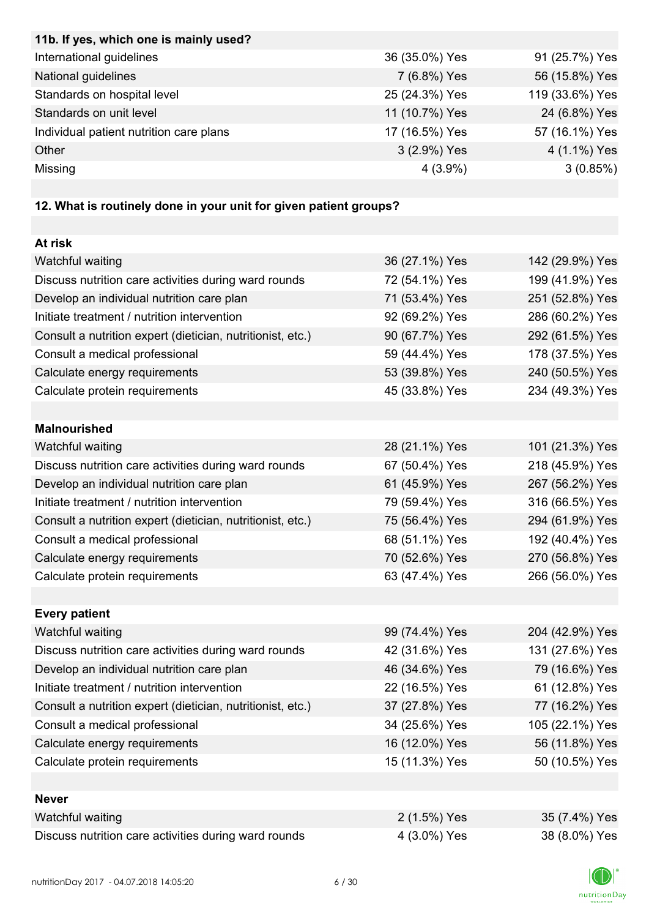| 11b. If yes, which one is mainly used? | | |
| --- | --- | --- |
| International guidelines | 36 (35.0%) Yes | 91 (25.7%) Yes |
| National guidelines | 7 (6.8%) Yes | 56 (15.8%) Yes |
| Standards on hospital level | 25 (24.3%) Yes | 119 (33.6%) Yes |
| Standards on unit level | 11 (10.7%) Yes | 24 (6.8%) Yes |
| Individual patient nutrition care plans | 17 (16.5%) Yes | 57 (16.1%) Yes |
| Other | 3 (2.9%) Yes | 4 (1.1%) Yes |
| Missing | 4 (3.9%) | 3 (0.85%) |

| 12. What is routinely done in your unit for given patient groups? | | |
| --- | --- | --- |
| **At risk** | | |
| Watchful waiting | 36 (27.1%) Yes | 142 (29.9%) Yes |
| Discuss nutrition care activities during ward rounds | 72 (54.1%) Yes | 199 (41.9%) Yes |
| Develop an individual nutrition care plan | 71 (53.4%) Yes | 251 (52.8%) Yes |
| Initiate treatment / nutrition intervention | 92 (69.2%) Yes | 286 (60.2%) Yes |
| Consult a nutrition expert (dietician, nutritionist, etc.) | 90 (67.7%) Yes | 292 (61.5%) Yes |
| Consult a medical professional | 59 (44.4%) Yes | 178 (37.5%) Yes |
| Calculate energy requirements | 53 (39.8%) Yes | 240 (50.5%) Yes |
| Calculate protein requirements | 45 (33.8%) Yes | 234 (49.3%) Yes |
| **Malnourished** | | |
| Watchful waiting | 28 (21.1%) Yes | 101 (21.3%) Yes |
| Discuss nutrition care activities during ward rounds | 67 (50.4%) Yes | 218 (45.9%) Yes |
| Develop an individual nutrition care plan | 61 (45.9%) Yes | 267 (56.2%) Yes |
| Initiate treatment / nutrition intervention | 79 (59.4%) Yes | 316 (66.5%) Yes |
| Consult a nutrition expert (dietician, nutritionist, etc.) | 75 (56.4%) Yes | 294 (61.9%) Yes |
| Consult a medical professional | 68 (51.1%) Yes | 192 (40.4%) Yes |
| Calculate energy requirements | 70 (52.6%) Yes | 270 (56.8%) Yes |
| Calculate protein requirements | 63 (47.4%) Yes | 266 (56.0%) Yes |
| **Every patient** | | |
| Watchful waiting | 99 (74.4%) Yes | 204 (42.9%) Yes |
| Discuss nutrition care activities during ward rounds | 42 (31.6%) Yes | 131 (27.6%) Yes |
| Develop an individual nutrition care plan | 46 (34.6%) Yes | 79 (16.6%) Yes |
| Initiate treatment / nutrition intervention | 22 (16.5%) Yes | 61 (12.8%) Yes |
| Consult a nutrition expert (dietician, nutritionist, etc.) | 37 (27.8%) Yes | 77 (16.2%) Yes |
| Consult a medical professional | 34 (25.6%) Yes | 105 (22.1%) Yes |
| Calculate energy requirements | 16 (12.0%) Yes | 56 (11.8%) Yes |
| Calculate protein requirements | 15 (11.3%) Yes | 50 (10.5%) Yes |
| **Never** | | |
| Watchful waiting | 2 (1.5%) Yes | 35 (7.4%) Yes |
| Discuss nutrition care activities during ward rounds | 4 (3.0%) Yes | 38 (8.0%) Yes |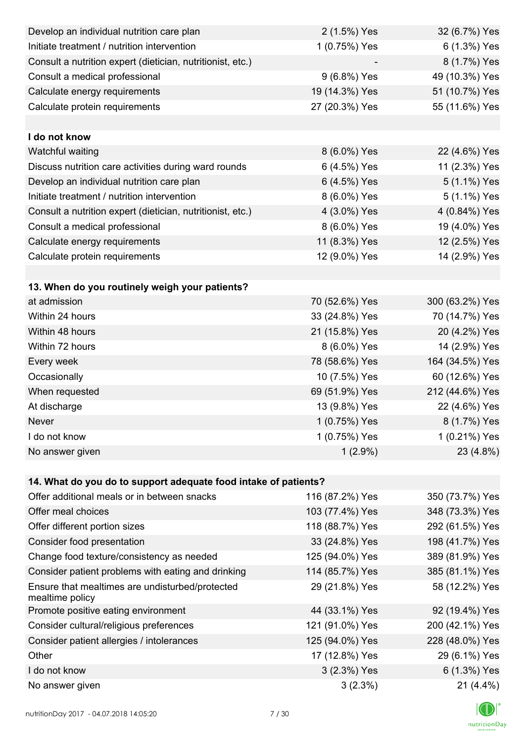| | | |
|---|---|---|
| Develop an individual nutrition care plan | 2 (1.5%) Yes | 32 (6.7%) Yes |
| Initiate treatment / nutrition intervention | 1 (0.75%) Yes | 6 (1.3%) Yes |
| Consult a nutrition expert (dietician, nutritionist, etc.) | - | 8 (1.7%) Yes |
| Consult a medical professional | 9 (6.8%) Yes | 49 (10.3%) Yes |
| Calculate energy requirements | 19 (14.3%) Yes | 51 (10.7%) Yes |
| Calculate protein requirements | 27 (20.3%) Yes | 55 (11.6%) Yes |
| | | |
| **I do not know** | | |
| Watchful waiting | 8 (6.0%) Yes | 22 (4.6%) Yes |
| Discuss nutrition care activities during ward rounds | 6 (4.5%) Yes | 11 (2.3%) Yes |
| Develop an individual nutrition care plan | 6 (4.5%) Yes | 5 (1.1%) Yes |
| Initiate treatment / nutrition intervention | 8 (6.0%) Yes | 5 (1.1%) Yes |
| Consult a nutrition expert (dietician, nutritionist, etc.) | 4 (3.0%) Yes | 4 (0.84%) Yes |
| Consult a medical professional | 8 (6.0%) Yes | 19 (4.0%) Yes |
| Calculate energy requirements | 11 (8.3%) Yes | 12 (2.5%) Yes |
| Calculate protein requirements | 12 (9.0%) Yes | 14 (2.9%) Yes |

| **13. When do you routinely weigh your patients?** | | |
|---|---|---|
| at admission | 70 (52.6%) Yes | 300 (63.2%) Yes |
| Within 24 hours | 33 (24.8%) Yes | 70 (14.7%) Yes |
| Within 48 hours | 21 (15.8%) Yes | 20 (4.2%) Yes |
| Within 72 hours | 8 (6.0%) Yes | 14 (2.9%) Yes |
| Every week | 78 (58.6%) Yes | 164 (34.5%) Yes |
| Occasionally | 10 (7.5%) Yes | 60 (12.6%) Yes |
| When requested | 69 (51.9%) Yes | 212 (44.6%) Yes |
| At discharge | 13 (9.8%) Yes | 22 (4.6%) Yes |
| Never | 1 (0.75%) Yes | 8 (1.7%) Yes |
| I do not know | 1 (0.75%) Yes | 1 (0.21%) Yes |
| No answer given | 1 (2.9%) | 23 (4.8%) |

| **14. What do you do to support adequate food intake of patients?** | | |
|---|---|---|
| Offer additional meals or in between snacks | 116 (87.2%) Yes | 350 (73.7%) Yes |
| Offer meal choices | 103 (77.4%) Yes | 348 (73.3%) Yes |
| Offer different portion sizes | 118 (88.7%) Yes | 292 (61.5%) Yes |
| Consider food presentation | 33 (24.8%) Yes | 198 (41.7%) Yes |
| Change food texture/consistency as needed | 125 (94.0%) Yes | 389 (81.9%) Yes |
| Consider patient problems with eating and drinking | 114 (85.7%) Yes | 385 (81.1%) Yes |
| Ensure that mealtimes are undisturbed/protected mealtime policy | 29 (21.8%) Yes | 58 (12.2%) Yes |
| Promote positive eating environment | 44 (33.1%) Yes | 92 (19.4%) Yes |
| Consider cultural/religious preferences | 121 (91.0%) Yes | 200 (42.1%) Yes |
| Consider patient allergies / intolerances | 125 (94.0%) Yes | 228 (48.0%) Yes |
| Other | 17 (12.8%) Yes | 29 (6.1%) Yes |
| I do not know | 3 (2.3%) Yes | 6 (1.3%) Yes |
| No answer given | 3 (2.3%) | 21 (4.4%) |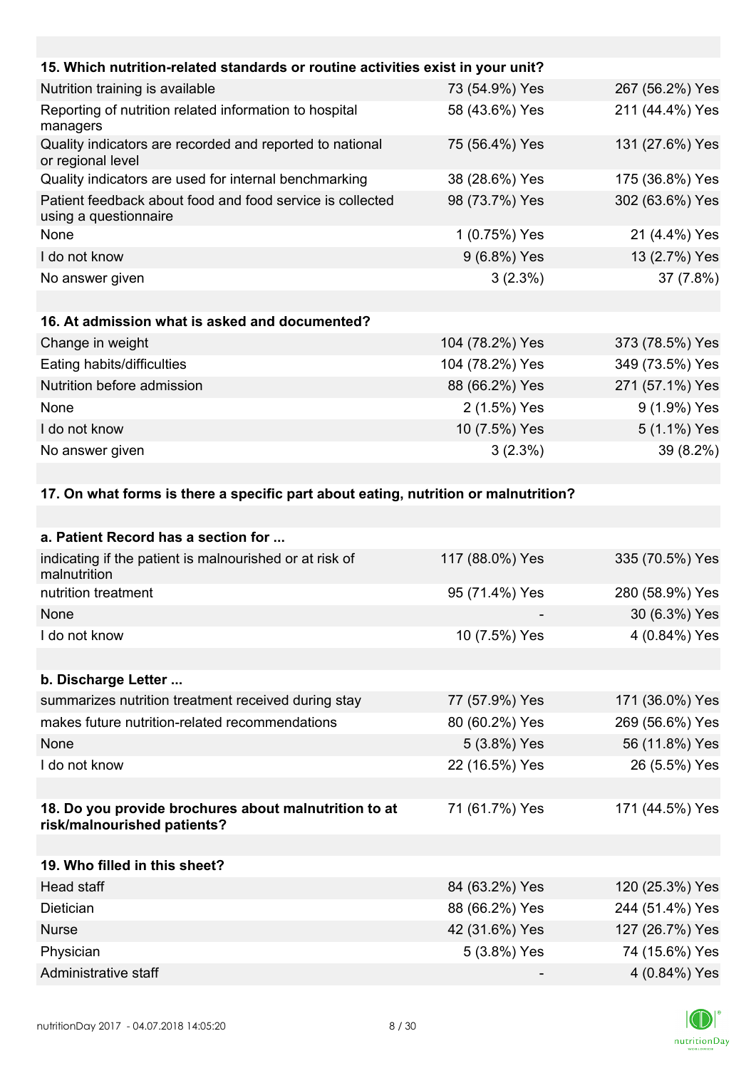| 15. Which nutrition-related standards or routine activities exist in your unit? | | |
|---|---|---|
| Nutrition training is available | 73 (54.9%) Yes | 267 (56.2%) Yes |
| Reporting of nutrition related information to hospital managers | 58 (43.6%) Yes | 211 (44.4%) Yes |
| Quality indicators are recorded and reported to national or regional level | 75 (56.4%) Yes | 131 (27.6%) Yes |
| Quality indicators are used for internal benchmarking | 38 (28.6%) Yes | 175 (36.8%) Yes |
| Patient feedback about food and food service is collected using a questionnaire | 98 (73.7%) Yes | 302 (63.6%) Yes |
| None | 1 (0.75%) Yes | 21 (4.4%) Yes |
| I do not know | 9 (6.8%) Yes | 13 (2.7%) Yes |
| No answer given | 3 (2.3%) | 37 (7.8%) |

| 16. At admission what is asked and documented? | | |
|---|---|---|
| Change in weight | 104 (78.2%) Yes | 373 (78.5%) Yes |
| Eating habits/difficulties | 104 (78.2%) Yes | 349 (73.5%) Yes |
| Nutrition before admission | 88 (66.2%) Yes | 271 (57.1%) Yes |
| None | 2 (1.5%) Yes | 9 (1.9%) Yes |
| I do not know | 10 (7.5%) Yes | 5 (1.1%) Yes |
| No answer given | 3 (2.3%) | 39 (8.2%) |

**17. On what forms is there a specific part about eating, nutrition or malnutrition?**

| a. Patient Record has a section for ... | | |
|---|---|---|
| indicating if the patient is malnourished or at risk of malnutrition | 117 (88.0%) Yes | 335 (70.5%) Yes |
| nutrition treatment | 95 (71.4%) Yes | 280 (58.9%) Yes |
| None | - | 30 (6.3%) Yes |
| I do not know | 10 (7.5%) Yes | 4 (0.84%) Yes |

| b. Discharge Letter ... | | |
|---|---|---|
| summarizes nutrition treatment received during stay | 77 (57.9%) Yes | 171 (36.0%) Yes |
| makes future nutrition-related recommendations | 80 (60.2%) Yes | 269 (56.6%) Yes |
| None | 5 (3.8%) Yes | 56 (11.8%) Yes |
| I do not know | 22 (16.5%) Yes | 26 (5.5%) Yes |

| 18. Do you provide brochures about malnutrition to at risk/malnourished patients? | 71 (61.7%) Yes | 171 (44.5%) Yes |
|---|---|---|

| 19. Who filled in this sheet? | | |
|---|---|---|
| Head staff | 84 (63.2%) Yes | 120 (25.3%) Yes |
| Dietician | 88 (66.2%) Yes | 244 (51.4%) Yes |
| Nurse | 42 (31.6%) Yes | 127 (26.7%) Yes |
| Physician | 5 (3.8%) Yes | 74 (15.6%) Yes |
| Administrative staff | - | 4 (0.84%) Yes |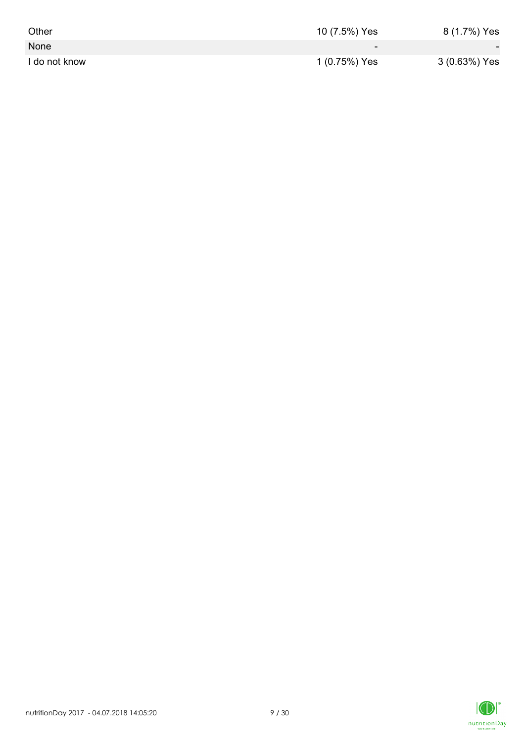| | | |
|---|---|---|
| Other | 10 (7.5%) Yes | 8 (1.7%) Yes |
| None | - | - |
| I do not know | 1 (0.75%) Yes | 3 (0.63%) Yes |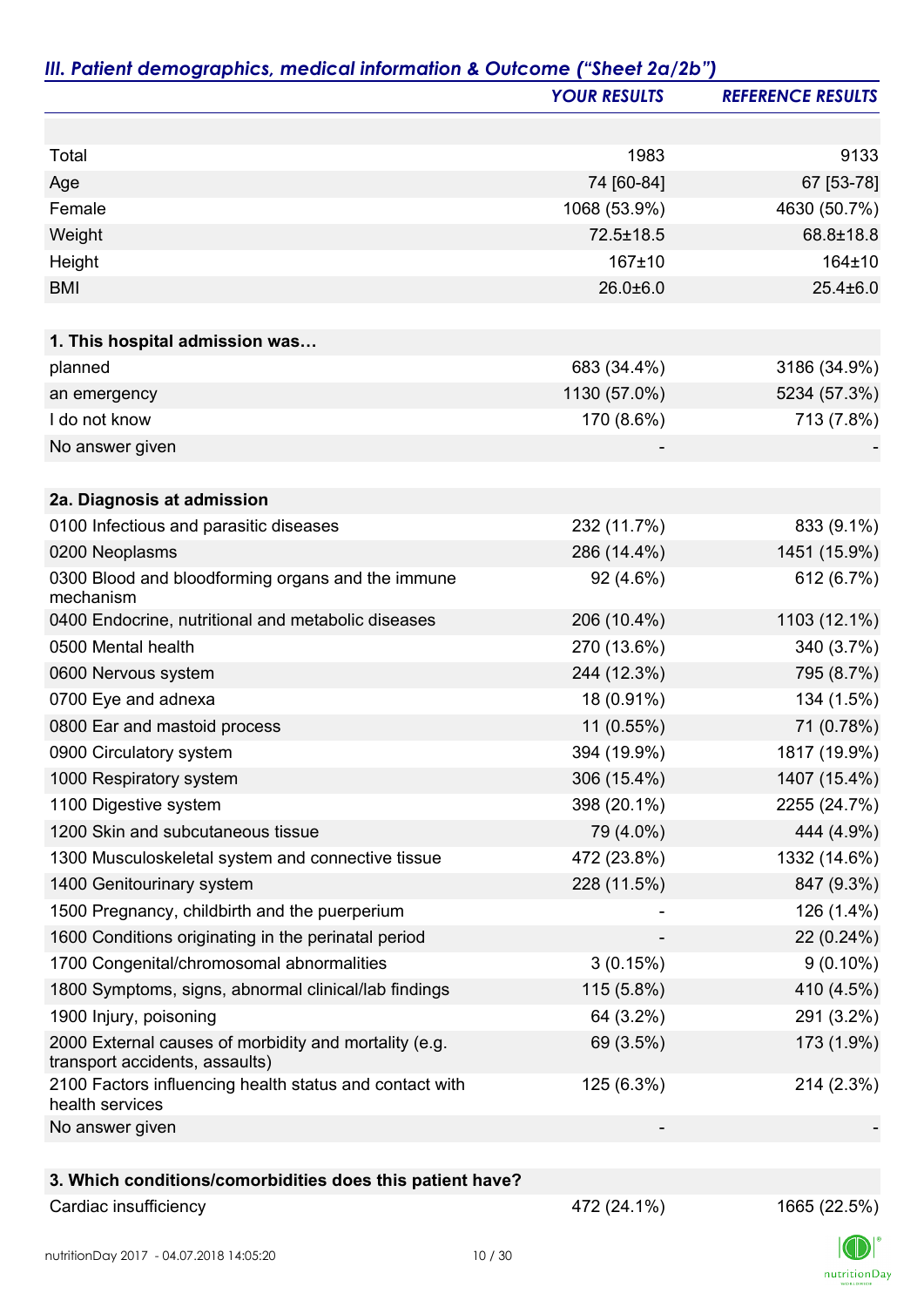## *III. Patient demographics, medical information & Outcome ("Sheet 2a/2b")*

| | YOUR RESULTS | REFERENCE RESULTS |
|---|---|---|
| | | |
| Total | 1983 | 9133 |
| Age | 74 [60-84] | 67 [53-78] |
| Female | 1068 (53.9%) | 4630 (50.7%) |
| Weight | 72.5±18.5 | 68.8±18.8 |
| Height | 167±10 | 164±10 |
| BMI | 26.0±6.0 | 25.4±6.0 |
| | | |
| **1. This hospital admission was…** | | |
| planned | 683 (34.4%) | 3186 (34.9%) |
| an emergency | 1130 (57.0%) | 5234 (57.3%) |
| I do not know | 170 (8.6%) | 713 (7.8%) |
| No answer given | - | - |
| | | |
| **2a. Diagnosis at admission** | | |
| 0100 Infectious and parasitic diseases | 232 (11.7%) | 833 (9.1%) |
| 0200 Neoplasms | 286 (14.4%) | 1451 (15.9%) |
| 0300 Blood and bloodforming organs and the immune mechanism | 92 (4.6%) | 612 (6.7%) |
| 0400 Endocrine, nutritional and metabolic diseases | 206 (10.4%) | 1103 (12.1%) |
| 0500 Mental health | 270 (13.6%) | 340 (3.7%) |
| 0600 Nervous system | 244 (12.3%) | 795 (8.7%) |
| 0700 Eye and adnexa | 18 (0.91%) | 134 (1.5%) |
| 0800 Ear and mastoid process | 11 (0.55%) | 71 (0.78%) |
| 0900 Circulatory system | 394 (19.9%) | 1817 (19.9%) |
| 1000 Respiratory system | 306 (15.4%) | 1407 (15.4%) |
| 1100 Digestive system | 398 (20.1%) | 2255 (24.7%) |
| 1200 Skin and subcutaneous tissue | 79 (4.0%) | 444 (4.9%) |
| 1300 Musculoskeletal system and connective tissue | 472 (23.8%) | 1332 (14.6%) |
| 1400 Genitourinary system | 228 (11.5%) | 847 (9.3%) |
| 1500 Pregnancy, childbirth and the puerperium | - | 126 (1.4%) |
| 1600 Conditions originating in the perinatal period | - | 22 (0.24%) |
| 1700 Congenital/chromosomal abnormalities | 3 (0.15%) | 9 (0.10%) |
| 1800 Symptoms, signs, abnormal clinical/lab findings | 115 (5.8%) | 410 (4.5%) |
| 1900 Injury, poisoning | 64 (3.2%) | 291 (3.2%) |
| 2000 External causes of morbidity and mortality (e.g. transport accidents, assaults) | 69 (3.5%) | 173 (1.9%) |
| 2100 Factors influencing health status and contact with health services | 125 (6.3%) | 214 (2.3%) |
| No answer given | - | - |
| | | |
| **3. Which conditions/comorbidities does this patient have?** | | |
| Cardiac insufficiency | 472 (24.1%) | 1665 (22.5%) |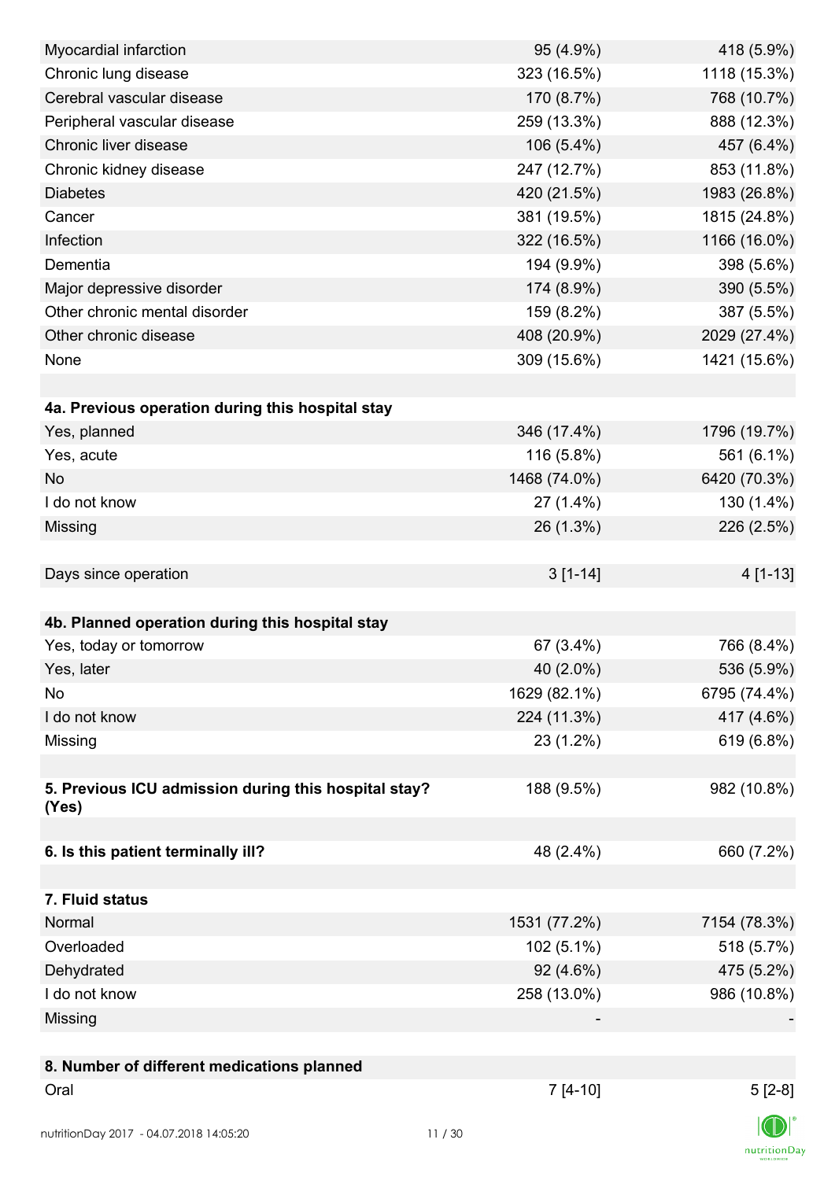| | | |
|---|---|---|
| Myocardial infarction | 95 (4.9%) | 418 (5.9%) |
| Chronic lung disease | 323 (16.5%) | 1118 (15.3%) |
| Cerebral vascular disease | 170 (8.7%) | 768 (10.7%) |
| Peripheral vascular disease | 259 (13.3%) | 888 (12.3%) |
| Chronic liver disease | 106 (5.4%) | 457 (6.4%) |
| Chronic kidney disease | 247 (12.7%) | 853 (11.8%) |
| Diabetes | 420 (21.5%) | 1983 (26.8%) |
| Cancer | 381 (19.5%) | 1815 (24.8%) |
| Infection | 322 (16.5%) | 1166 (16.0%) |
| Dementia | 194 (9.9%) | 398 (5.6%) |
| Major depressive disorder | 174 (8.9%) | 390 (5.5%) |
| Other chronic mental disorder | 159 (8.2%) | 387 (5.5%) |
| Other chronic disease | 408 (20.9%) | 2029 (27.4%) |
| None | 309 (15.6%) | 1421 (15.6%) |
| | | |
| **4a. Previous operation during this hospital stay** | | |
| Yes, planned | 346 (17.4%) | 1796 (19.7%) |
| Yes, acute | 116 (5.8%) | 561 (6.1%) |
| No | 1468 (74.0%) | 6420 (70.3%) |
| I do not know | 27 (1.4%) | 130 (1.4%) |
| Missing | 26 (1.3%) | 226 (2.5%) |
| | | |
| Days since operation | 3 [1-14] | 4 [1-13] |
| | | |
| **4b. Planned operation during this hospital stay** | | |
| Yes, today or tomorrow | 67 (3.4%) | 766 (8.4%) |
| Yes, later | 40 (2.0%) | 536 (5.9%) |
| No | 1629 (82.1%) | 6795 (74.4%) |
| I do not know | 224 (11.3%) | 417 (4.6%) |
| Missing | 23 (1.2%) | 619 (6.8%) |
| | | |
| **5. Previous ICU admission during this hospital stay? (Yes)** | 188 (9.5%) | 982 (10.8%) |
| | | |
| **6. Is this patient terminally ill?** | 48 (2.4%) | 660 (7.2%) |
| | | |
| **7. Fluid status** | | |
| Normal | 1531 (77.2%) | 7154 (78.3%) |
| Overloaded | 102 (5.1%) | 518 (5.7%) |
| Dehydrated | 92 (4.6%) | 475 (5.2%) |
| I do not know | 258 (13.0%) | 986 (10.8%) |
| Missing | - | - |
| | | |
| **8. Number of different medications planned** | | |
| Oral | 7 [4-10] | 5 [2-8] |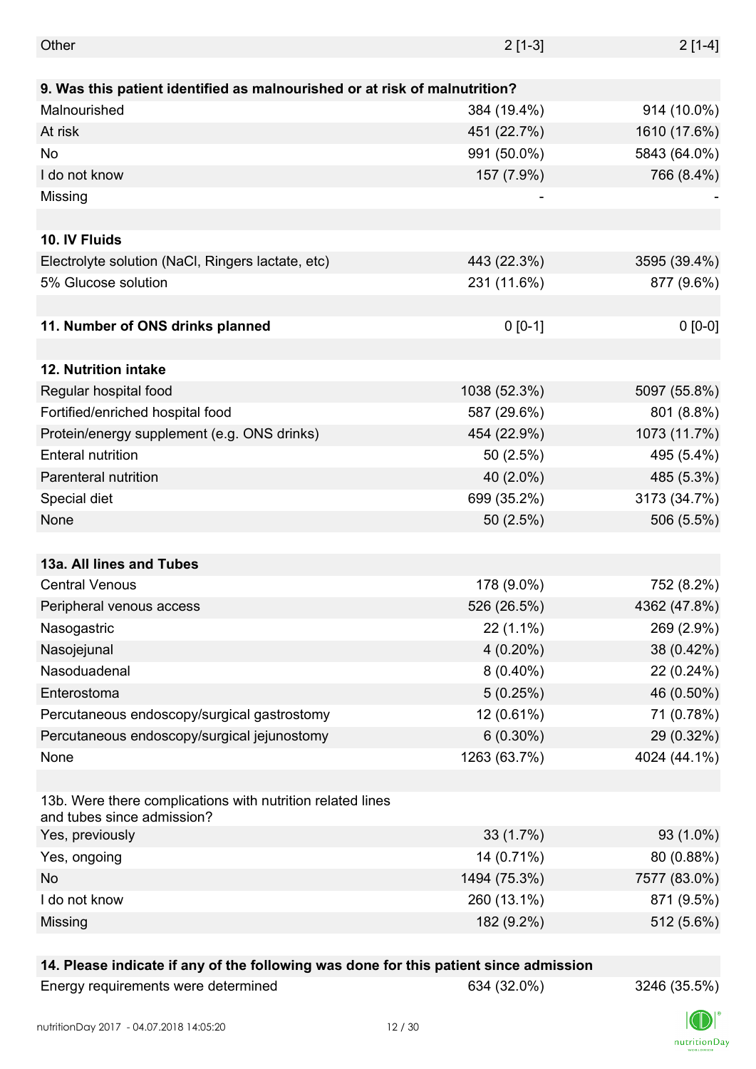| | | |
|---|---|---|
| Other | 2 [1-3] | 2 [1-4] |
| | | |
| **9. Was this patient identified as malnourished or at risk of malnutrition?** | | |
| Malnourished | 384 (19.4%) | 914 (10.0%) |
| At risk | 451 (22.7%) | 1610 (17.6%) |
| No | 991 (50.0%) | 5843 (64.0%) |
| I do not know | 157 (7.9%) | 766 (8.4%) |
| Missing | - | - |
| | | |
| **10. IV Fluids** | | |
| Electrolyte solution (NaCl, Ringers lactate, etc) | 443 (22.3%) | 3595 (39.4%) |
| 5% Glucose solution | 231 (11.6%) | 877 (9.6%) |
| | | |
| **11. Number of ONS drinks planned** | 0 [0-1] | 0 [0-0] |
| | | |
| **12. Nutrition intake** | | |
| Regular hospital food | 1038 (52.3%) | 5097 (55.8%) |
| Fortified/enriched hospital food | 587 (29.6%) | 801 (8.8%) |
| Protein/energy supplement (e.g. ONS drinks) | 454 (22.9%) | 1073 (11.7%) |
| Enteral nutrition | 50 (2.5%) | 495 (5.4%) |
| Parenteral nutrition | 40 (2.0%) | 485 (5.3%) |
| Special diet | 699 (35.2%) | 3173 (34.7%) |
| None | 50 (2.5%) | 506 (5.5%) |
| | | |
| **13a. All lines and Tubes** | | |
| Central Venous | 178 (9.0%) | 752 (8.2%) |
| Peripheral venous access | 526 (26.5%) | 4362 (47.8%) |
| Nasogastric | 22 (1.1%) | 269 (2.9%) |
| Nasojejunal | 4 (0.20%) | 38 (0.42%) |
| Nasoduadenal | 8 (0.40%) | 22 (0.24%) |
| Enterostoma | 5 (0.25%) | 46 (0.50%) |
| Percutaneous endoscopy/surgical gastrostomy | 12 (0.61%) | 71 (0.78%) |
| Percutaneous endoscopy/surgical jejunostomy | 6 (0.30%) | 29 (0.32%) |
| None | 1263 (63.7%) | 4024 (44.1%) |
| | | |
| 13b. Were there complications with nutrition related lines and tubes since admission? | | |
| Yes, previously | 33 (1.7%) | 93 (1.0%) |
| Yes, ongoing | 14 (0.71%) | 80 (0.88%) |
| No | 1494 (75.3%) | 7577 (83.0%) |
| I do not know | 260 (13.1%) | 871 (9.5%) |
| Missing | 182 (9.2%) | 512 (5.6%) |
| | | |
| **14. Please indicate if any of the following was done for this patient since admission** | | |
| Energy requirements were determined | 634 (32.0%) | 3246 (35.5%) |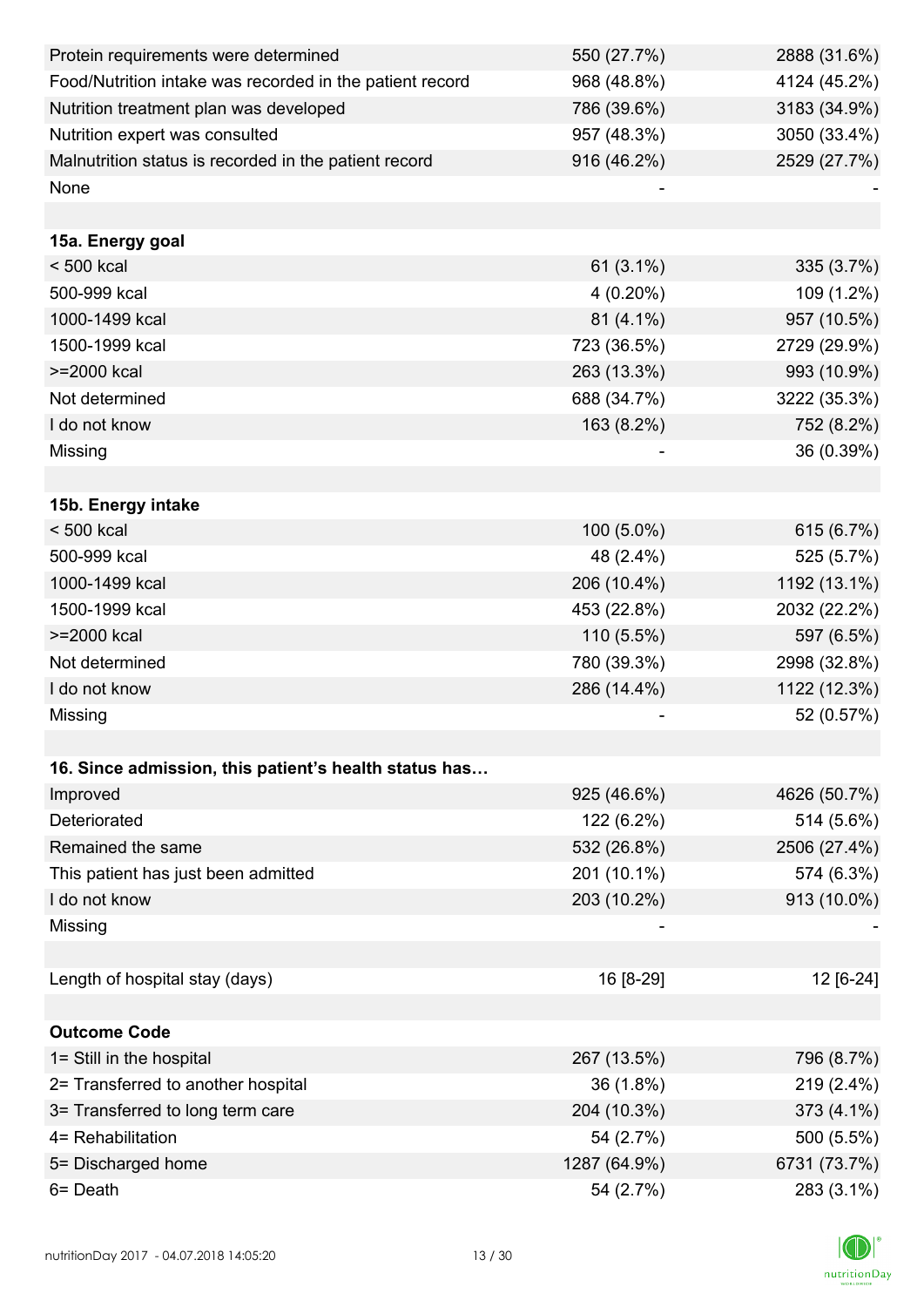| | | |
|---|---|---|
| Protein requirements were determined | 550 (27.7%) | 2888 (31.6%) |
| Food/Nutrition intake was recorded in the patient record | 968 (48.8%) | 4124 (45.2%) |
| Nutrition treatment plan was developed | 786 (39.6%) | 3183 (34.9%) |
| Nutrition expert was consulted | 957 (48.3%) | 3050 (33.4%) |
| Malnutrition status is recorded in the patient record | 916 (46.2%) | 2529 (27.7%) |
| None | - | - |
| | | |
| **15a. Energy goal** | | |
| < 500 kcal | 61 (3.1%) | 335 (3.7%) |
| 500-999 kcal | 4 (0.20%) | 109 (1.2%) |
| 1000-1499 kcal | 81 (4.1%) | 957 (10.5%) |
| 1500-1999 kcal | 723 (36.5%) | 2729 (29.9%) |
| >=2000 kcal | 263 (13.3%) | 993 (10.9%) |
| Not determined | 688 (34.7%) | 3222 (35.3%) |
| I do not know | 163 (8.2%) | 752 (8.2%) |
| Missing | - | 36 (0.39%) |
| | | |
| **15b. Energy intake** | | |
| < 500 kcal | 100 (5.0%) | 615 (6.7%) |
| 500-999 kcal | 48 (2.4%) | 525 (5.7%) |
| 1000-1499 kcal | 206 (10.4%) | 1192 (13.1%) |
| 1500-1999 kcal | 453 (22.8%) | 2032 (22.2%) |
| >=2000 kcal | 110 (5.5%) | 597 (6.5%) |
| Not determined | 780 (39.3%) | 2998 (32.8%) |
| I do not know | 286 (14.4%) | 1122 (12.3%) |
| Missing | - | 52 (0.57%) |
| | | |
| **16. Since admission, this patient's health status has…** | | |
| Improved | 925 (46.6%) | 4626 (50.7%) |
| Deteriorated | 122 (6.2%) | 514 (5.6%) |
| Remained the same | 532 (26.8%) | 2506 (27.4%) |
| This patient has just been admitted | 201 (10.1%) | 574 (6.3%) |
| I do not know | 203 (10.2%) | 913 (10.0%) |
| Missing | - | - |
| | | |
| Length of hospital stay (days) | 16 [8-29] | 12 [6-24] |
| | | |
| **Outcome Code** | | |
| 1= Still in the hospital | 267 (13.5%) | 796 (8.7%) |
| 2= Transferred to another hospital | 36 (1.8%) | 219 (2.4%) |
| 3= Transferred to long term care | 204 (10.3%) | 373 (4.1%) |
| 4= Rehabilitation | 54 (2.7%) | 500 (5.5%) |
| 5= Discharged home | 1287 (64.9%) | 6731 (73.7%) |
| 6= Death | 54 (2.7%) | 283 (3.1%) |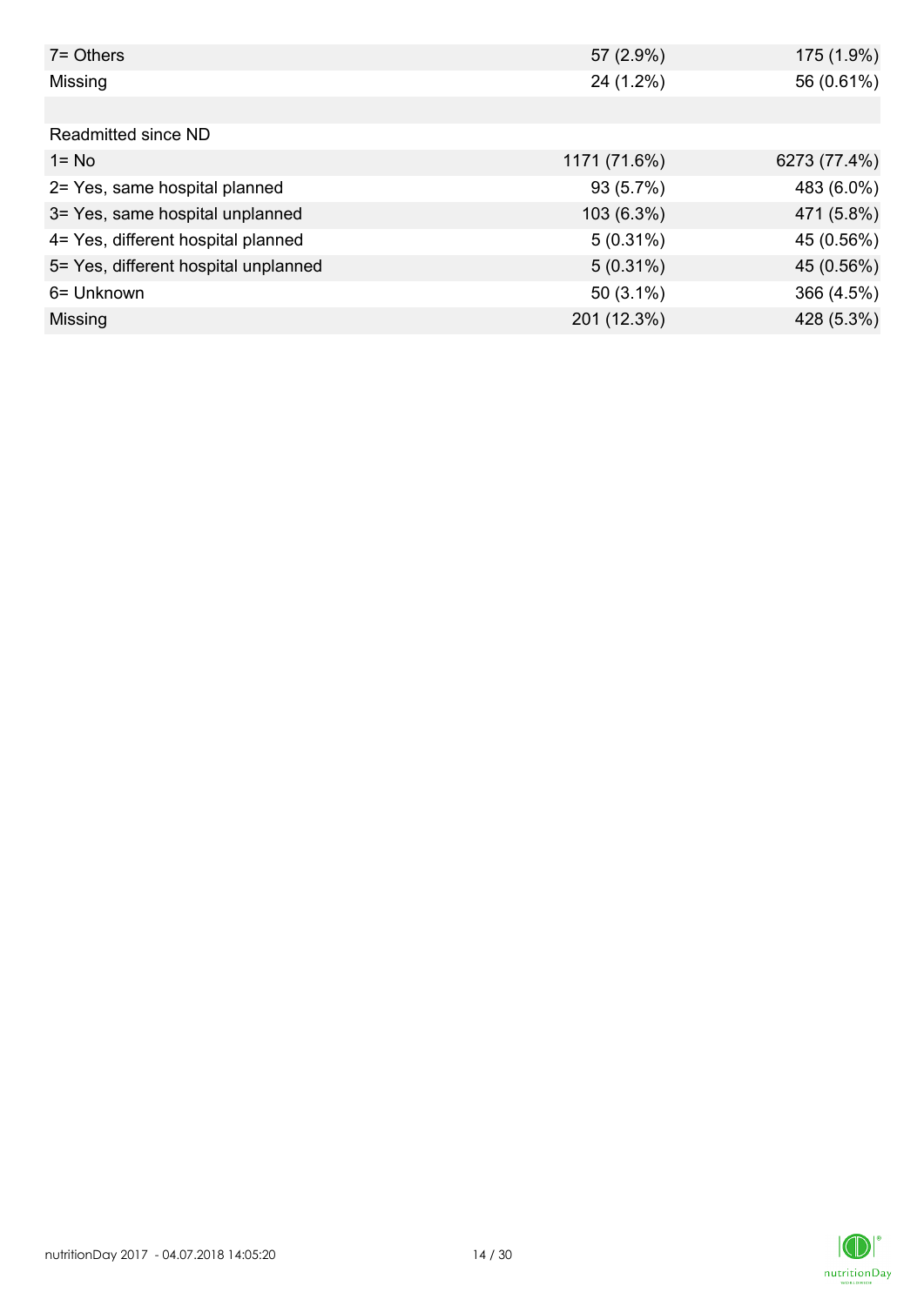| | | |
|---|---|---|
| 7= Others | 57 (2.9%) | 175 (1.9%) |
| Missing | 24 (1.2%) | 56 (0.61%) |
| | | |
| Readmitted since ND | | |
| 1= No | 1171 (71.6%) | 6273 (77.4%) |
| 2= Yes, same hospital planned | 93 (5.7%) | 483 (6.0%) |
| 3= Yes, same hospital unplanned | 103 (6.3%) | 471 (5.8%) |
| 4= Yes, different hospital planned | 5 (0.31%) | 45 (0.56%) |
| 5= Yes, different hospital unplanned | 5 (0.31%) | 45 (0.56%) |
| 6= Unknown | 50 (3.1%) | 366 (4.5%) |
| Missing | 201 (12.3%) | 428 (5.3%) |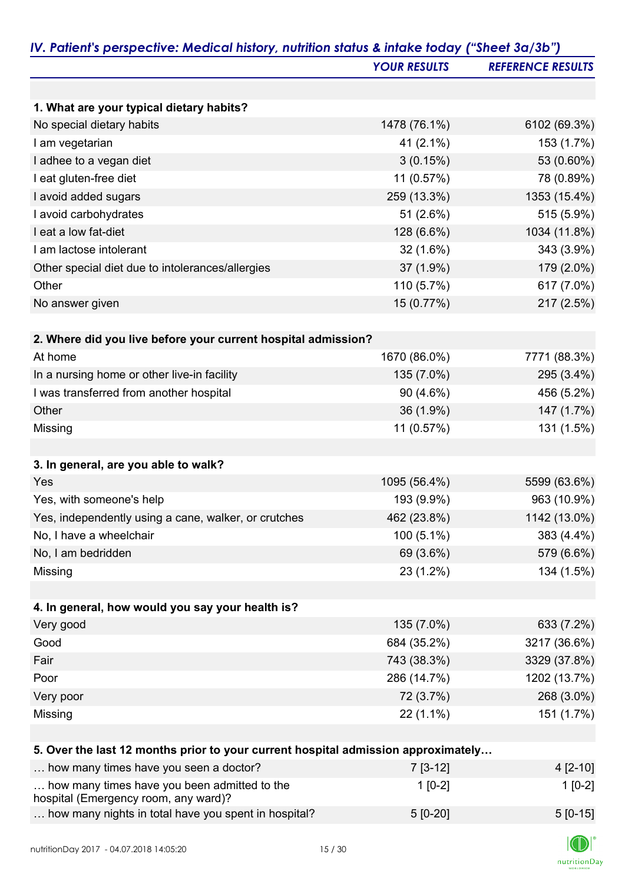## *IV. Patient's perspective: Medical history, nutrition status & intake today ("Sheet 3a/3b")*

| | *YOUR RESULTS* | *REFERENCE RESULTS* |
|---|---|---|
| **1. What are your typical dietary habits?** | | |
| No special dietary habits | 1478 (76.1%) | 6102 (69.3%) |
| I am vegetarian | 41 (2.1%) | 153 (1.7%) |
| I adhee to a vegan diet | 3 (0.15%) | 53 (0.60%) |
| I eat gluten-free diet | 11 (0.57%) | 78 (0.89%) |
| I avoid added sugars | 259 (13.3%) | 1353 (15.4%) |
| I avoid carbohydrates | 51 (2.6%) | 515 (5.9%) |
| I eat a low fat-diet | 128 (6.6%) | 1034 (11.8%) |
| I am lactose intolerant | 32 (1.6%) | 343 (3.9%) |
| Other special diet due to intolerances/allergies | 37 (1.9%) | 179 (2.0%) |
| Other | 110 (5.7%) | 617 (7.0%) |
| No answer given | 15 (0.77%) | 217 (2.5%) |
| **2. Where did you live before your current hospital admission?** | | |
| At home | 1670 (86.0%) | 7771 (88.3%) |
| In a nursing home or other live-in facility | 135 (7.0%) | 295 (3.4%) |
| I was transferred from another hospital | 90 (4.6%) | 456 (5.2%) |
| Other | 36 (1.9%) | 147 (1.7%) |
| Missing | 11 (0.57%) | 131 (1.5%) |
| **3. In general, are you able to walk?** | | |
| Yes | 1095 (56.4%) | 5599 (63.6%) |
| Yes, with someone's help | 193 (9.9%) | 963 (10.9%) |
| Yes, independently using a cane, walker, or crutches | 462 (23.8%) | 1142 (13.0%) |
| No, I have a wheelchair | 100 (5.1%) | 383 (4.4%) |
| No, I am bedridden | 69 (3.6%) | 579 (6.6%) |
| Missing | 23 (1.2%) | 134 (1.5%) |
| **4. In general, how would you say your health is?** | | |
| Very good | 135 (7.0%) | 633 (7.2%) |
| Good | 684 (35.2%) | 3217 (36.6%) |
| Fair | 743 (38.3%) | 3329 (37.8%) |
| Poor | 286 (14.7%) | 1202 (13.7%) |
| Very poor | 72 (3.7%) | 268 (3.0%) |
| Missing | 22 (1.1%) | 151 (1.7%) |
| **5. Over the last 12 months prior to your current hospital admission approximately…** | | |
| … how many times have you seen a doctor? | 7 [3-12] | 4 [2-10] |
| … how many times have you been admitted to the hospital (Emergency room, any ward)? | 1 [0-2] | 1 [0-2] |
| … how many nights in total have you spent in hospital? | 5 [0-20] | 5 [0-15] |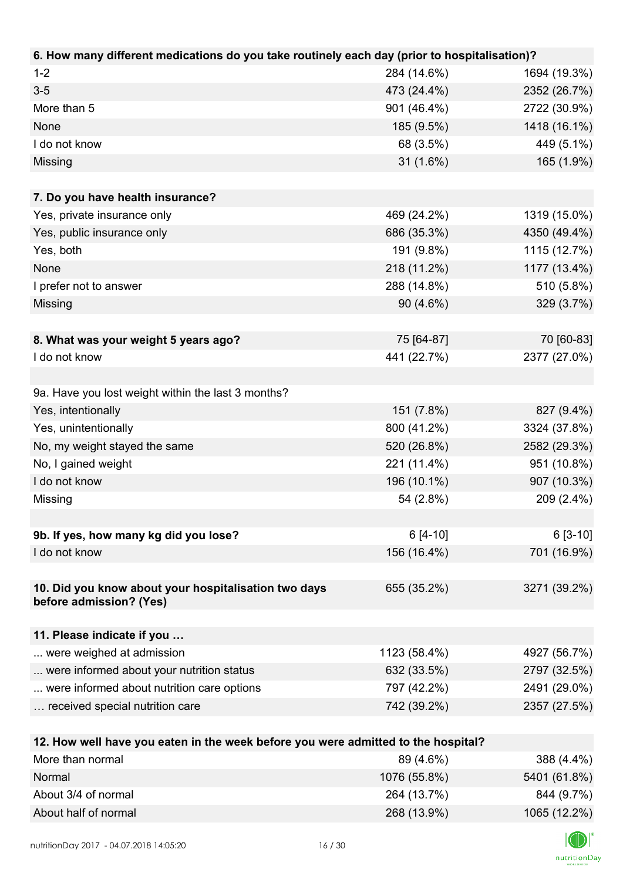| 6. How many different medications do you take routinely each day (prior to hospitalisation)? | | |
|---|---|---|
| 1-2 | 284 (14.6%) | 1694 (19.3%) |
| 3-5 | 473 (24.4%) | 2352 (26.7%) |
| More than 5 | 901 (46.4%) | 2722 (30.9%) |
| None | 185 (9.5%) | 1418 (16.1%) |
| I do not know | 68 (3.5%) | 449 (5.1%) |
| Missing | 31 (1.6%) | 165 (1.9%) |

| 7. Do you have health insurance? | | |
|---|---|---|
| Yes, private insurance only | 469 (24.2%) | 1319 (15.0%) |
| Yes, public insurance only | 686 (35.3%) | 4350 (49.4%) |
| Yes, both | 191 (9.8%) | 1115 (12.7%) |
| None | 218 (11.2%) | 1177 (13.4%) |
| I prefer not to answer | 288 (14.8%) | 510 (5.8%) |
| Missing | 90 (4.6%) | 329 (3.7%) |

| 8. What was your weight 5 years ago? | 75 [64-87] | 70 [60-83] |
|---|---|---|
| I do not know | 441 (22.7%) | 2377 (27.0%) |

| 9a. Have you lost weight within the last 3 months? | | |
|---|---|---|
| Yes, intentionally | 151 (7.8%) | 827 (9.4%) |
| Yes, unintentionally | 800 (41.2%) | 3324 (37.8%) |
| No, my weight stayed the same | 520 (26.8%) | 2582 (29.3%) |
| No, I gained weight | 221 (11.4%) | 951 (10.8%) |
| I do not know | 196 (10.1%) | 907 (10.3%) |
| Missing | 54 (2.8%) | 209 (2.4%) |

| 9b. If yes, how many kg did you lose? | 6 [4-10] | 6 [3-10] |
|---|---|---|
| I do not know | 156 (16.4%) | 701 (16.9%) |

| 10. Did you know about your hospitalisation two days before admission? (Yes) | 655 (35.2%) | 3271 (39.2%) |
|---|---|---|

| 11. Please indicate if you … | | |
|---|---|---|
| ... were weighed at admission | 1123 (58.4%) | 4927 (56.7%) |
| ... were informed about your nutrition status | 632 (33.5%) | 2797 (32.5%) |
| ... were informed about nutrition care options | 797 (42.2%) | 2491 (29.0%) |
| … received special nutrition care | 742 (39.2%) | 2357 (27.5%) |

| 12. How well have you eaten in the week before you were admitted to the hospital? | | |
|---|---|---|
| More than normal | 89 (4.6%) | 388 (4.4%) |
| Normal | 1076 (55.8%) | 5401 (61.8%) |
| About 3/4 of normal | 264 (13.7%) | 844 (9.7%) |
| About half of normal | 268 (13.9%) | 1065 (12.2%) |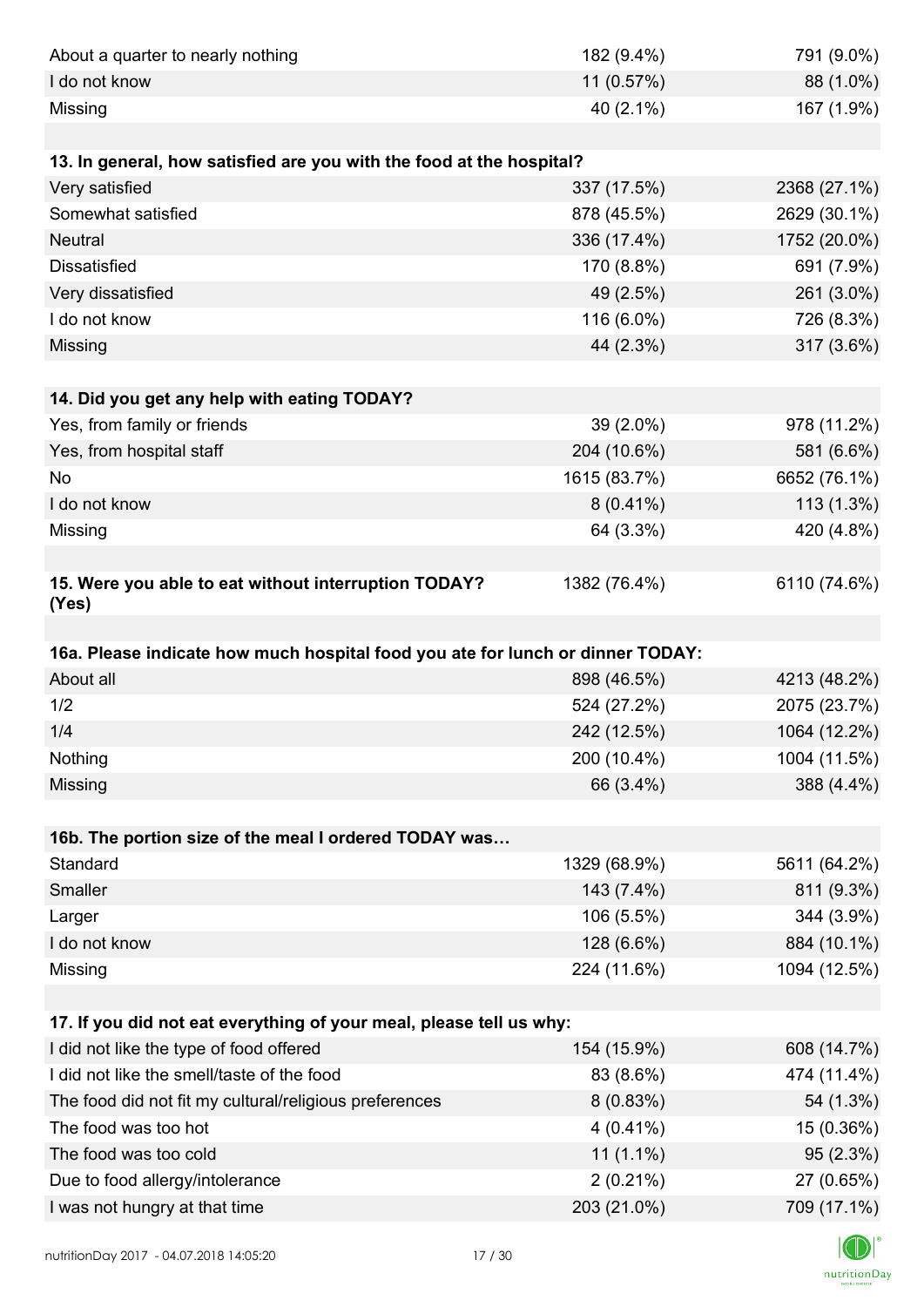| | | |
|---|---|---|
| About a quarter to nearly nothing | 182 (9.4%) | 791 (9.0%) |
| I do not know | 11 (0.57%) | 88 (1.0%) |
| Missing | 40 (2.1%) | 167 (1.9%) |

| **13. In general, how satisfied are you with the food at the hospital?** | | |
|---|---|---|
| Very satisfied | 337 (17.5%) | 2368 (27.1%) |
| Somewhat satisfied | 878 (45.5%) | 2629 (30.1%) |
| Neutral | 336 (17.4%) | 1752 (20.0%) |
| Dissatisfied | 170 (8.8%) | 691 (7.9%) |
| Very dissatisfied | 49 (2.5%) | 261 (3.0%) |
| I do not know | 116 (6.0%) | 726 (8.3%) |
| Missing | 44 (2.3%) | 317 (3.6%) |

| **14. Did you get any help with eating TODAY?** | | |
|---|---|---|
| Yes, from family or friends | 39 (2.0%) | 978 (11.2%) |
| Yes, from hospital staff | 204 (10.6%) | 581 (6.6%) |
| No | 1615 (83.7%) | 6652 (76.1%) |
| I do not know | 8 (0.41%) | 113 (1.3%) |
| Missing | 64 (3.3%) | 420 (4.8%) |

| **15. Were you able to eat without interruption TODAY? (Yes)** | 1382 (76.4%) | 6110 (74.6%) |
|---|---|---|

| **16a. Please indicate how much hospital food you ate for lunch or dinner TODAY:** | | |
|---|---|---|
| About all | 898 (46.5%) | 4213 (48.2%) |
| 1/2 | 524 (27.2%) | 2075 (23.7%) |
| 1/4 | 242 (12.5%) | 1064 (12.2%) |
| Nothing | 200 (10.4%) | 1004 (11.5%) |
| Missing | 66 (3.4%) | 388 (4.4%) |

| **16b. The portion size of the meal I ordered TODAY was…** | | |
|---|---|---|
| Standard | 1329 (68.9%) | 5611 (64.2%) |
| Smaller | 143 (7.4%) | 811 (9.3%) |
| Larger | 106 (5.5%) | 344 (3.9%) |
| I do not know | 128 (6.6%) | 884 (10.1%) |
| Missing | 224 (11.6%) | 1094 (12.5%) |

| **17. If you did not eat everything of your meal, please tell us why:** | | |
|---|---|---|
| I did not like the type of food offered | 154 (15.9%) | 608 (14.7%) |
| I did not like the smell/taste of the food | 83 (8.6%) | 474 (11.4%) |
| The food did not fit my cultural/religious preferences | 8 (0.83%) | 54 (1.3%) |
| The food was too hot | 4 (0.41%) | 15 (0.36%) |
| The food was too cold | 11 (1.1%) | 95 (2.3%) |
| Due to food allergy/intolerance | 2 (0.21%) | 27 (0.65%) |
| I was not hungry at that time | 203 (21.0%) | 709 (17.1%) |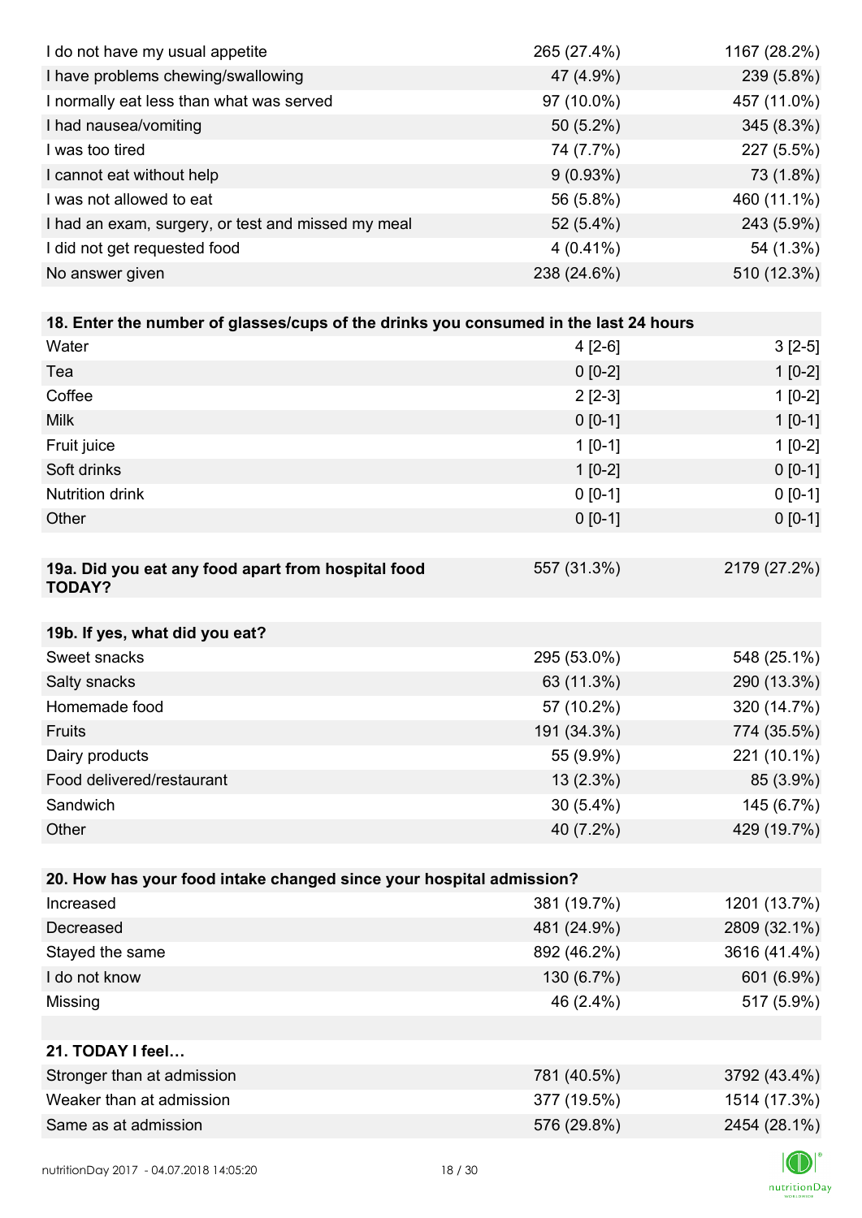| | | |
|---|---|---|
| I do not have my usual appetite | 265 (27.4%) | 1167 (28.2%) |
| I have problems chewing/swallowing | 47 (4.9%) | 239 (5.8%) |
| I normally eat less than what was served | 97 (10.0%) | 457 (11.0%) |
| I had nausea/vomiting | 50 (5.2%) | 345 (8.3%) |
| I was too tired | 74 (7.7%) | 227 (5.5%) |
| I cannot eat without help | 9 (0.93%) | 73 (1.8%) |
| I was not allowed to eat | 56 (5.8%) | 460 (11.1%) |
| I had an exam, surgery, or test and missed my meal | 52 (5.4%) | 243 (5.9%) |
| I did not get requested food | 4 (0.41%) | 54 (1.3%) |
| No answer given | 238 (24.6%) | 510 (12.3%) |

| **18. Enter the number of glasses/cups of the drinks you consumed in the last 24 hours** | | |
|---|---|---|
| Water | 4 [2-6] | 3 [2-5] |
| Tea | 0 [0-2] | 1 [0-2] |
| Coffee | 2 [2-3] | 1 [0-2] |
| Milk | 0 [0-1] | 1 [0-1] |
| Fruit juice | 1 [0-1] | 1 [0-2] |
| Soft drinks | 1 [0-2] | 0 [0-1] |
| Nutrition drink | 0 [0-1] | 0 [0-1] |
| Other | 0 [0-1] | 0 [0-1] |

| **19a. Did you eat any food apart from hospital food TODAY?** | 557 (31.3%) | 2179 (27.2%) |
|---|---|---|

| **19b. If yes, what did you eat?** | | |
|---|---|---|
| Sweet snacks | 295 (53.0%) | 548 (25.1%) |
| Salty snacks | 63 (11.3%) | 290 (13.3%) |
| Homemade food | 57 (10.2%) | 320 (14.7%) |
| Fruits | 191 (34.3%) | 774 (35.5%) |
| Dairy products | 55 (9.9%) | 221 (10.1%) |
| Food delivered/restaurant | 13 (2.3%) | 85 (3.9%) |
| Sandwich | 30 (5.4%) | 145 (6.7%) |
| Other | 40 (7.2%) | 429 (19.7%) |

| **20. How has your food intake changed since your hospital admission?** | | |
|---|---|---|
| Increased | 381 (19.7%) | 1201 (13.7%) |
| Decreased | 481 (24.9%) | 2809 (32.1%) |
| Stayed the same | 892 (46.2%) | 3616 (41.4%) |
| I do not know | 130 (6.7%) | 601 (6.9%) |
| Missing | 46 (2.4%) | 517 (5.9%) |

| **21. TODAY I feel…** | | |
|---|---|---|
| Stronger than at admission | 781 (40.5%) | 3792 (43.4%) |
| Weaker than at admission | 377 (19.5%) | 1514 (17.3%) |
| Same as at admission | 576 (29.8%) | 2454 (28.1%) |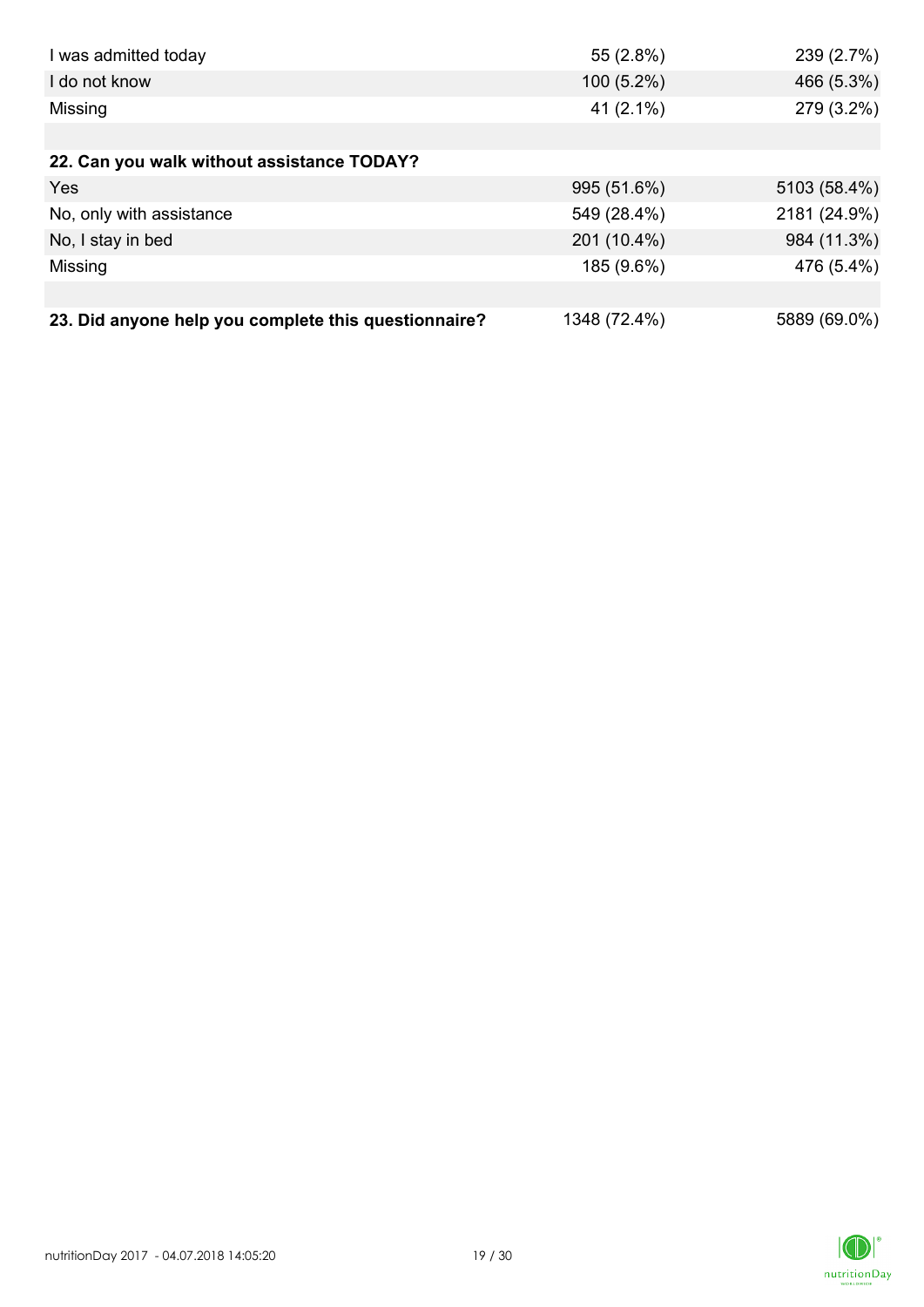| | | |
|---|---|---|
| I was admitted today | 55 (2.8%) | 239 (2.7%) |
| I do not know | 100 (5.2%) | 466 (5.3%) |
| Missing | 41 (2.1%) | 279 (3.2%) |
| | | |
| **22. Can you walk without assistance TODAY?** | | |
| Yes | 995 (51.6%) | 5103 (58.4%) |
| No, only with assistance | 549 (28.4%) | 2181 (24.9%) |
| No, I stay in bed | 201 (10.4%) | 984 (11.3%) |
| Missing | 185 (9.6%) | 476 (5.4%) |
| | | |
| **23. Did anyone help you complete this questionnaire?** | 1348 (72.4%) | 5889 (69.0%) |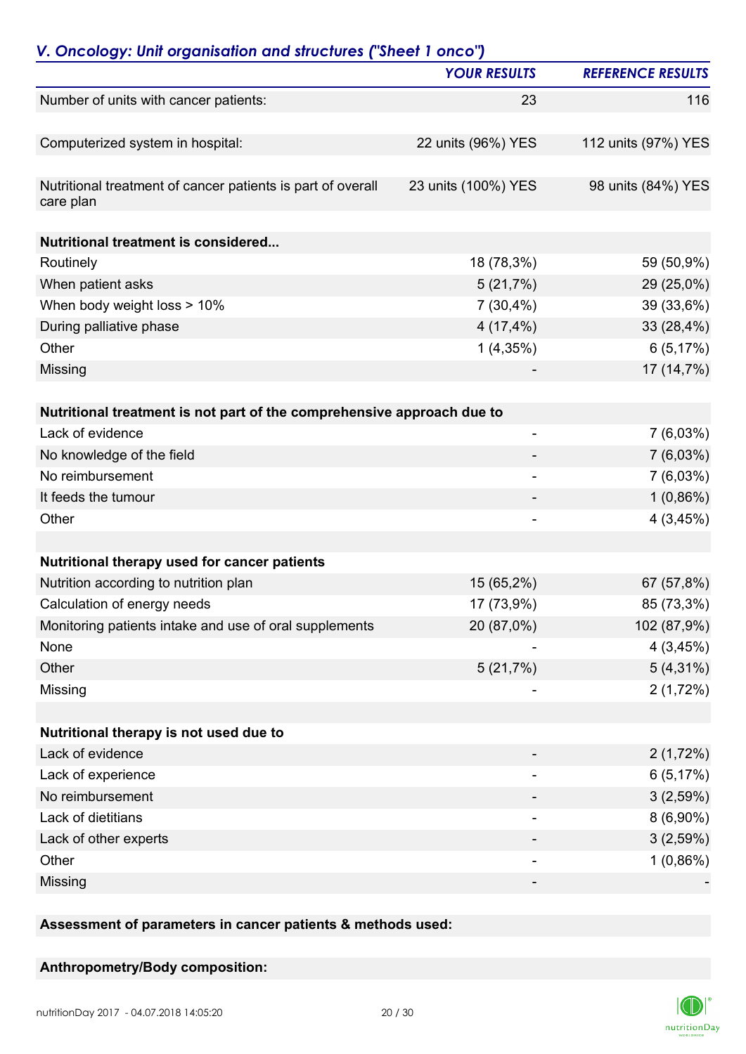## *V. Oncology: Unit organisation and structures ("Sheet 1 onco")*

| | *YOUR RESULTS* | *REFERENCE RESULTS* |
|---|---|---|
| Number of units with cancer patients: | 23 | 116 |
| Computerized system in hospital: | 22 units (96%) YES | 112 units (97%) YES |
| Nutritional treatment of cancer patients is part of overall care plan | 23 units (100%) YES | 98 units (84%) YES |
| **Nutritional treatment is considered...** | | |
| Routinely | 18 (78,3%) | 59 (50,9%) |
| When patient asks | 5 (21,7%) | 29 (25,0%) |
| When body weight loss > 10% | 7 (30,4%) | 39 (33,6%) |
| During palliative phase | 4 (17,4%) | 33 (28,4%) |
| Other | 1 (4,35%) | 6 (5,17%) |
| Missing | - | 17 (14,7%) |
| **Nutritional treatment is not part of the comprehensive approach due to** | | |
| Lack of evidence | - | 7 (6,03%) |
| No knowledge of the field | - | 7 (6,03%) |
| No reimbursement | - | 7 (6,03%) |
| It feeds the tumour | - | 1 (0,86%) |
| Other | - | 4 (3,45%) |
| **Nutritional therapy used for cancer patients** | | |
| Nutrition according to nutrition plan | 15 (65,2%) | 67 (57,8%) |
| Calculation of energy needs | 17 (73,9%) | 85 (73,3%) |
| Monitoring patients intake and use of oral supplements | 20 (87,0%) | 102 (87,9%) |
| None | - | 4 (3,45%) |
| Other | 5 (21,7%) | 5 (4,31%) |
| Missing | - | 2 (1,72%) |
| **Nutritional therapy is not used due to** | | |
| Lack of evidence | - | 2 (1,72%) |
| Lack of experience | - | 6 (5,17%) |
| No reimbursement | - | 3 (2,59%) |
| Lack of dietitians | - | 8 (6,90%) |
| Lack of other experts | - | 3 (2,59%) |
| Other | - | 1 (0,86%) |
| Missing | - | - |

**Assessment of parameters in cancer patients & methods used:**

**Anthropometry/Body composition:**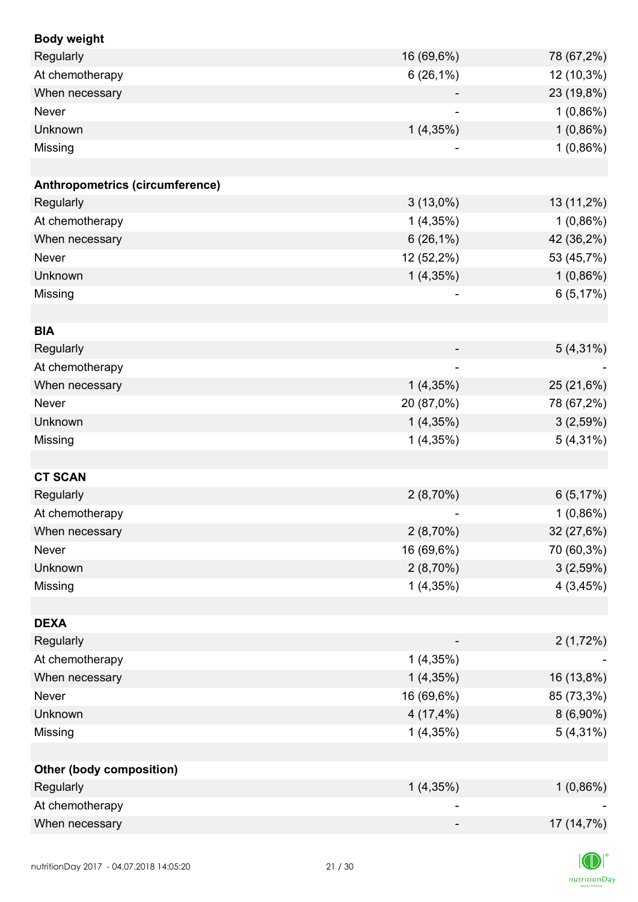| **Body weight** | | |
|---|---|---|
| Regularly | 16 (69,6%) | 78 (67,2%) |
| At chemotherapy | 6 (26,1%) | 12 (10,3%) |
| When necessary | - | 23 (19,8%) |
| Never | - | 1 (0,86%) |
| Unknown | 1 (4,35%) | 1 (0,86%) |
| Missing | - | 1 (0,86%) |
| | | |
| **Anthropometrics (circumference)** | | |
| Regularly | 3 (13,0%) | 13 (11,2%) |
| At chemotherapy | 1 (4,35%) | 1 (0,86%) |
| When necessary | 6 (26,1%) | 42 (36,2%) |
| Never | 12 (52,2%) | 53 (45,7%) |
| Unknown | 1 (4,35%) | 1 (0,86%) |
| Missing | - | 6 (5,17%) |
| | | |
| **BIA** | | |
| Regularly | - | 5 (4,31%) |
| At chemotherapy | - | - |
| When necessary | 1 (4,35%) | 25 (21,6%) |
| Never | 20 (87,0%) | 78 (67,2%) |
| Unknown | 1 (4,35%) | 3 (2,59%) |
| Missing | 1 (4,35%) | 5 (4,31%) |
| | | |
| **CT SCAN** | | |
| Regularly | 2 (8,70%) | 6 (5,17%) |
| At chemotherapy | - | 1 (0,86%) |
| When necessary | 2 (8,70%) | 32 (27,6%) |
| Never | 16 (69,6%) | 70 (60,3%) |
| Unknown | 2 (8,70%) | 3 (2,59%) |
| Missing | 1 (4,35%) | 4 (3,45%) |
| | | |
| **DEXA** | | |
| Regularly | - | 2 (1,72%) |
| At chemotherapy | 1 (4,35%) | - |
| When necessary | 1 (4,35%) | 16 (13,8%) |
| Never | 16 (69,6%) | 85 (73,3%) |
| Unknown | 4 (17,4%) | 8 (6,90%) |
| Missing | 1 (4,35%) | 5 (4,31%) |
| | | |
| **Other (body composition)** | | |
| Regularly | 1 (4,35%) | 1 (0,86%) |
| At chemotherapy | - | - |
| When necessary | - | 17 (14,7%) |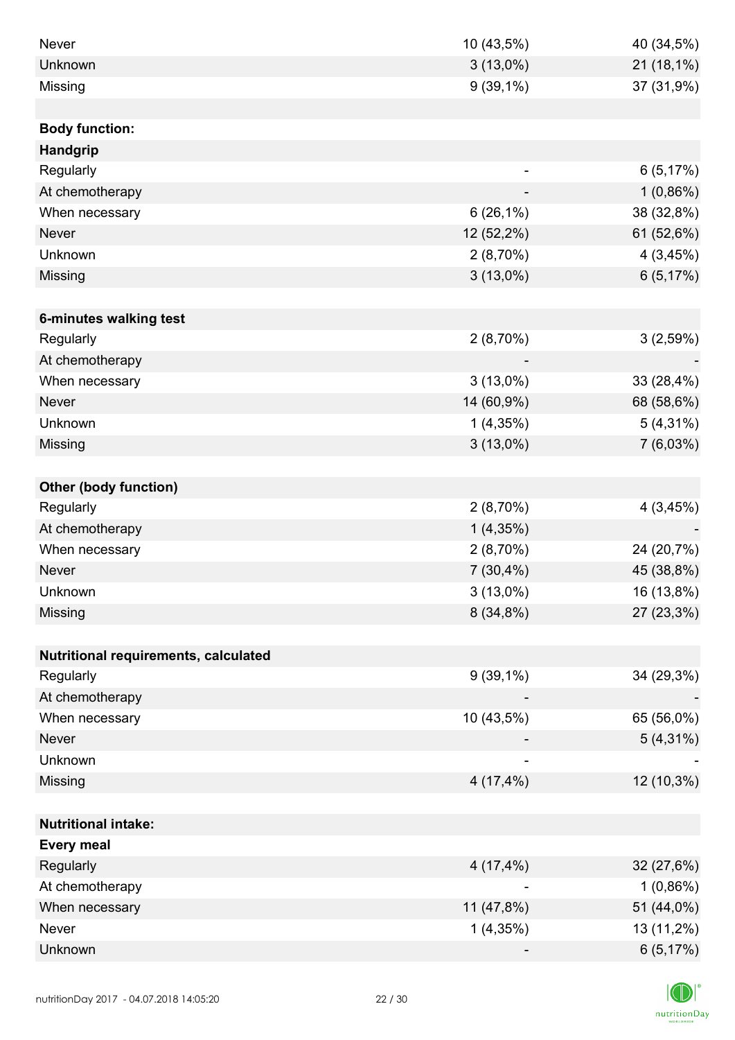| | | |
|---|---|---|
| Never | 10 (43,5%) | 40 (34,5%) |
| Unknown | 3 (13,0%) | 21 (18,1%) |
| Missing | 9 (39,1%) | 37 (31,9%) |
| | | |
| **Body function:** | | |
| **Handgrip** | | |
| Regularly | - | 6 (5,17%) |
| At chemotherapy | - | 1 (0,86%) |
| When necessary | 6 (26,1%) | 38 (32,8%) |
| Never | 12 (52,2%) | 61 (52,6%) |
| Unknown | 2 (8,70%) | 4 (3,45%) |
| Missing | 3 (13,0%) | 6 (5,17%) |
| | | |
| **6-minutes walking test** | | |
| Regularly | 2 (8,70%) | 3 (2,59%) |
| At chemotherapy | - | - |
| When necessary | 3 (13,0%) | 33 (28,4%) |
| Never | 14 (60,9%) | 68 (58,6%) |
| Unknown | 1 (4,35%) | 5 (4,31%) |
| Missing | 3 (13,0%) | 7 (6,03%) |
| | | |
| **Other (body function)** | | |
| Regularly | 2 (8,70%) | 4 (3,45%) |
| At chemotherapy | 1 (4,35%) | - |
| When necessary | 2 (8,70%) | 24 (20,7%) |
| Never | 7 (30,4%) | 45 (38,8%) |
| Unknown | 3 (13,0%) | 16 (13,8%) |
| Missing | 8 (34,8%) | 27 (23,3%) |
| | | |
| **Nutritional requirements, calculated** | | |
| Regularly | 9 (39,1%) | 34 (29,3%) |
| At chemotherapy | - | - |
| When necessary | 10 (43,5%) | 65 (56,0%) |
| Never | - | 5 (4,31%) |
| Unknown | - | - |
| Missing | 4 (17,4%) | 12 (10,3%) |
| | | |
| **Nutritional intake:** | | |
| **Every meal** | | |
| Regularly | 4 (17,4%) | 32 (27,6%) |
| At chemotherapy | - | 1 (0,86%) |
| When necessary | 11 (47,8%) | 51 (44,0%) |
| Never | 1 (4,35%) | 13 (11,2%) |
| Unknown | - | 6 (5,17%) |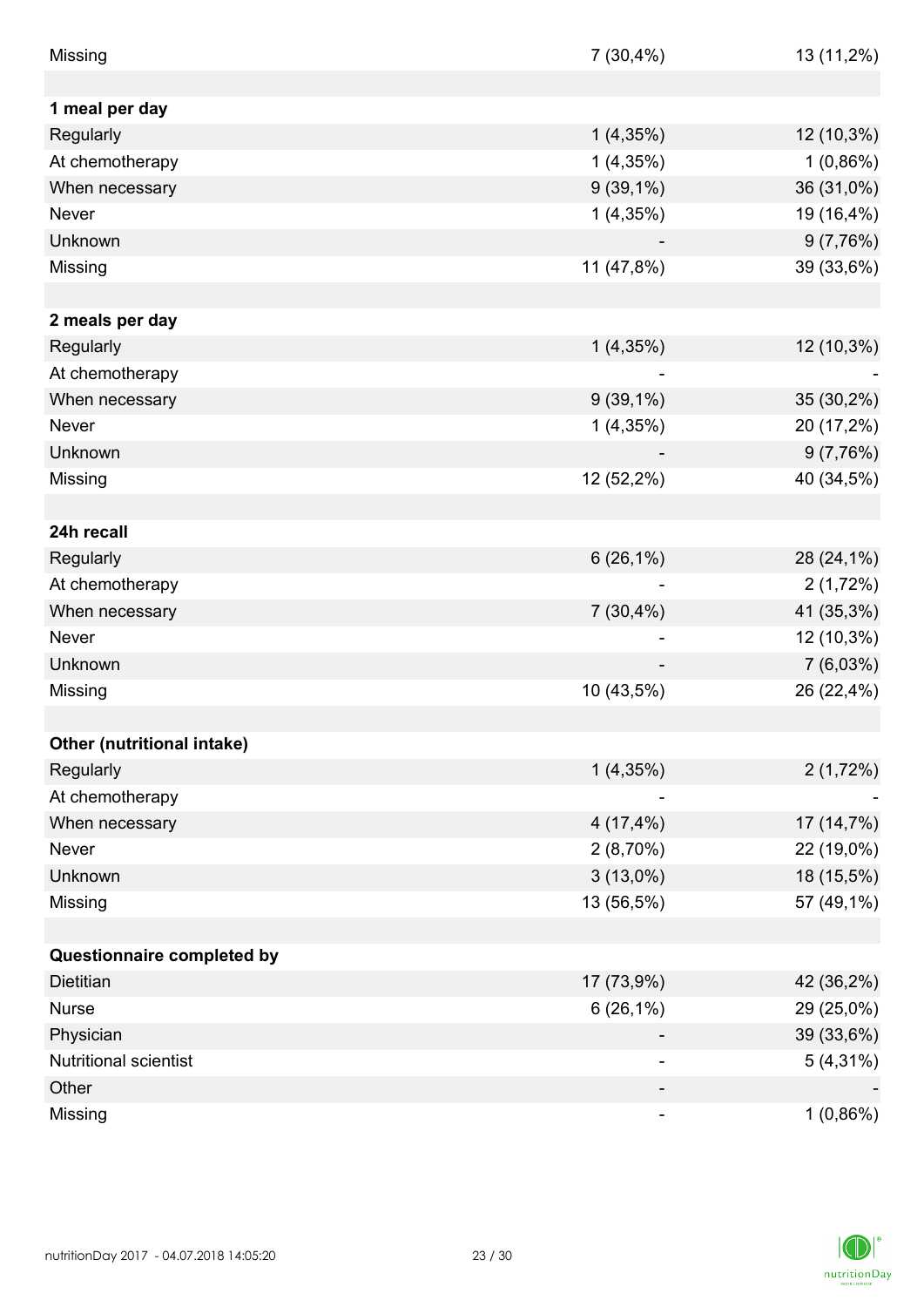| | | |
|---|---|---|
| Missing | 7 (30,4%) | 13 (11,2%) |
| | | |
| **1 meal per day** | | |
| Regularly | 1 (4,35%) | 12 (10,3%) |
| At chemotherapy | 1 (4,35%) | 1 (0,86%) |
| When necessary | 9 (39,1%) | 36 (31,0%) |
| Never | 1 (4,35%) | 19 (16,4%) |
| Unknown | - | 9 (7,76%) |
| Missing | 11 (47,8%) | 39 (33,6%) |
| | | |
| **2 meals per day** | | |
| Regularly | 1 (4,35%) | 12 (10,3%) |
| At chemotherapy | - | - |
| When necessary | 9 (39,1%) | 35 (30,2%) |
| Never | 1 (4,35%) | 20 (17,2%) |
| Unknown | - | 9 (7,76%) |
| Missing | 12 (52,2%) | 40 (34,5%) |
| | | |
| **24h recall** | | |
| Regularly | 6 (26,1%) | 28 (24,1%) |
| At chemotherapy | - | 2 (1,72%) |
| When necessary | 7 (30,4%) | 41 (35,3%) |
| Never | - | 12 (10,3%) |
| Unknown | - | 7 (6,03%) |
| Missing | 10 (43,5%) | 26 (22,4%) |
| | | |
| **Other (nutritional intake)** | | |
| Regularly | 1 (4,35%) | 2 (1,72%) |
| At chemotherapy | - | - |
| When necessary | 4 (17,4%) | 17 (14,7%) |
| Never | 2 (8,70%) | 22 (19,0%) |
| Unknown | 3 (13,0%) | 18 (15,5%) |
| Missing | 13 (56,5%) | 57 (49,1%) |
| | | |
| **Questionnaire completed by** | | |
| Dietitian | 17 (73,9%) | 42 (36,2%) |
| Nurse | 6 (26,1%) | 29 (25,0%) |
| Physician | - | 39 (33,6%) |
| Nutritional scientist | - | 5 (4,31%) |
| Other | - | - |
| Missing | - | 1 (0,86%) |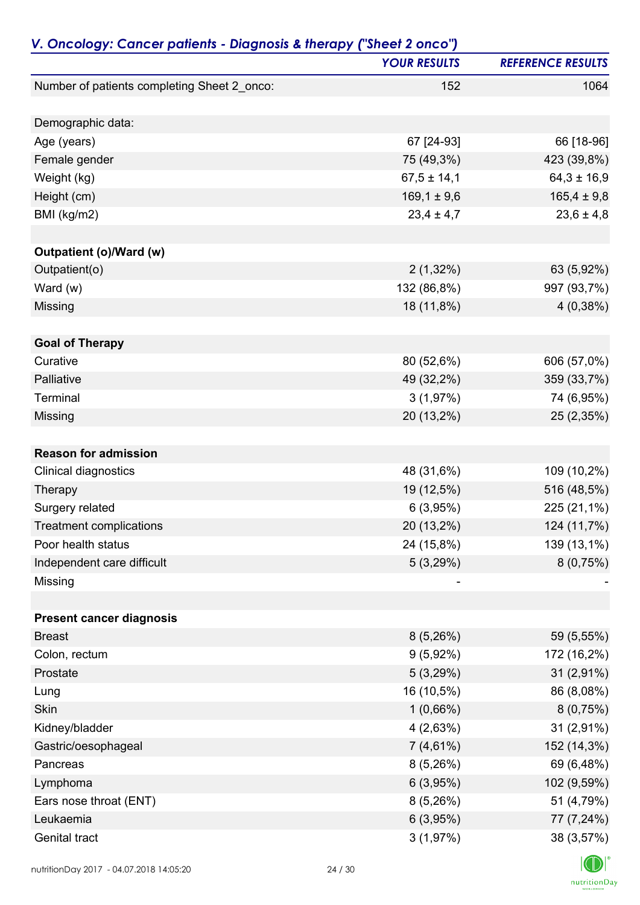## *V. Oncology: Cancer patients - Diagnosis & therapy ("Sheet 2 onco")*

| | *YOUR RESULTS* | *REFERENCE RESULTS* |
|---|---|---|
| Number of patients completing Sheet 2_onco: | 152 | 1064 |
| | | |
| Demographic data: | | |
| Age (years) | 67 [24-93] | 66 [18-96] |
| Female gender | 75 (49,3%) | 423 (39,8%) |
| Weight (kg) | 67,5 ± 14,1 | 64,3 ± 16,9 |
| Height (cm) | 169,1 ± 9,6 | 165,4 ± 9,8 |
| BMI (kg/m2) | 23,4 ± 4,7 | 23,6 ± 4,8 |
| | | |
| **Outpatient (o)/Ward (w)** | | |
| Outpatient(o) | 2 (1,32%) | 63 (5,92%) |
| Ward (w) | 132 (86,8%) | 997 (93,7%) |
| Missing | 18 (11,8%) | 4 (0,38%) |
| | | |
| **Goal of Therapy** | | |
| Curative | 80 (52,6%) | 606 (57,0%) |
| Palliative | 49 (32,2%) | 359 (33,7%) |
| Terminal | 3 (1,97%) | 74 (6,95%) |
| Missing | 20 (13,2%) | 25 (2,35%) |
| | | |
| **Reason for admission** | | |
| Clinical diagnostics | 48 (31,6%) | 109 (10,2%) |
| Therapy | 19 (12,5%) | 516 (48,5%) |
| Surgery related | 6 (3,95%) | 225 (21,1%) |
| Treatment complications | 20 (13,2%) | 124 (11,7%) |
| Poor health status | 24 (15,8%) | 139 (13,1%) |
| Independent care difficult | 5 (3,29%) | 8 (0,75%) |
| Missing | - | - |
| | | |
| **Present cancer diagnosis** | | |
| Breast | 8 (5,26%) | 59 (5,55%) |
| Colon, rectum | 9 (5,92%) | 172 (16,2%) |
| Prostate | 5 (3,29%) | 31 (2,91%) |
| Lung | 16 (10,5%) | 86 (8,08%) |
| Skin | 1 (0,66%) | 8 (0,75%) |
| Kidney/bladder | 4 (2,63%) | 31 (2,91%) |
| Gastric/oesophageal | 7 (4,61%) | 152 (14,3%) |
| Pancreas | 8 (5,26%) | 69 (6,48%) |
| Lymphoma | 6 (3,95%) | 102 (9,59%) |
| Ears nose throat (ENT) | 8 (5,26%) | 51 (4,79%) |
| Leukaemia | 6 (3,95%) | 77 (7,24%) |
| Genital tract | 3 (1,97%) | 38 (3,57%) |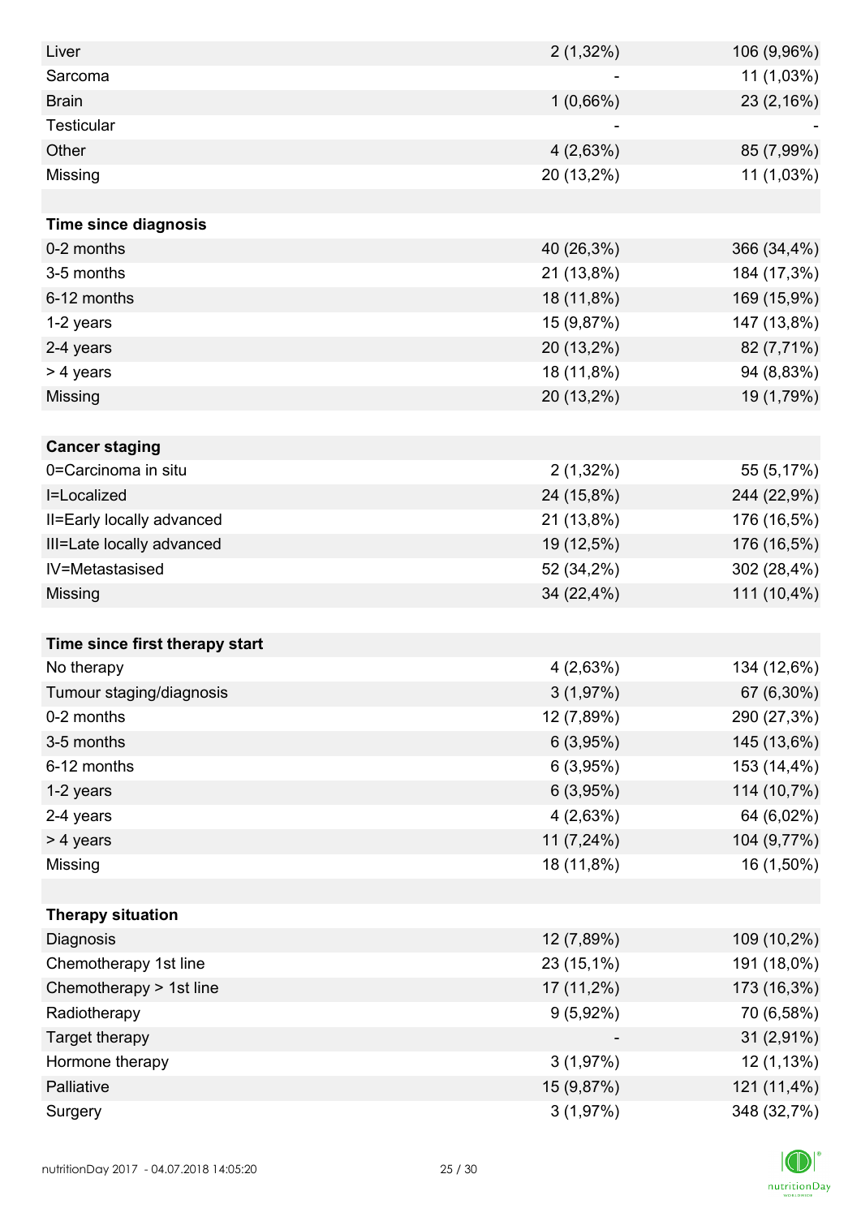| | | |
|---|---:|---:|
| Liver | 2 (1,32%) | 106 (9,96%) |
| Sarcoma | - | 11 (1,03%) |
| Brain | 1 (0,66%) | 23 (2,16%) |
| Testicular | - | - |
| Other | 4 (2,63%) | 85 (7,99%) |
| Missing | 20 (13,2%) | 11 (1,03%) |
| | | |
| **Time since diagnosis** | | |
| 0-2 months | 40 (26,3%) | 366 (34,4%) |
| 3-5 months | 21 (13,8%) | 184 (17,3%) |
| 6-12 months | 18 (11,8%) | 169 (15,9%) |
| 1-2 years | 15 (9,87%) | 147 (13,8%) |
| 2-4 years | 20 (13,2%) | 82 (7,71%) |
| > 4 years | 18 (11,8%) | 94 (8,83%) |
| Missing | 20 (13,2%) | 19 (1,79%) |
| | | |
| **Cancer staging** | | |
| 0=Carcinoma in situ | 2 (1,32%) | 55 (5,17%) |
| I=Localized | 24 (15,8%) | 244 (22,9%) |
| II=Early locally advanced | 21 (13,8%) | 176 (16,5%) |
| III=Late locally advanced | 19 (12,5%) | 176 (16,5%) |
| IV=Metastasised | 52 (34,2%) | 302 (28,4%) |
| Missing | 34 (22,4%) | 111 (10,4%) |
| | | |
| **Time since first therapy start** | | |
| No therapy | 4 (2,63%) | 134 (12,6%) |
| Tumour staging/diagnosis | 3 (1,97%) | 67 (6,30%) |
| 0-2 months | 12 (7,89%) | 290 (27,3%) |
| 3-5 months | 6 (3,95%) | 145 (13,6%) |
| 6-12 months | 6 (3,95%) | 153 (14,4%) |
| 1-2 years | 6 (3,95%) | 114 (10,7%) |
| 2-4 years | 4 (2,63%) | 64 (6,02%) |
| > 4 years | 11 (7,24%) | 104 (9,77%) |
| Missing | 18 (11,8%) | 16 (1,50%) |
| | | |
| **Therapy situation** | | |
| Diagnosis | 12 (7,89%) | 109 (10,2%) |
| Chemotherapy 1st line | 23 (15,1%) | 191 (18,0%) |
| Chemotherapy > 1st line | 17 (11,2%) | 173 (16,3%) |
| Radiotherapy | 9 (5,92%) | 70 (6,58%) |
| Target therapy | - | 31 (2,91%) |
| Hormone therapy | 3 (1,97%) | 12 (1,13%) |
| Palliative | 15 (9,87%) | 121 (11,4%) |
| Surgery | 3 (1,97%) | 348 (32,7%) |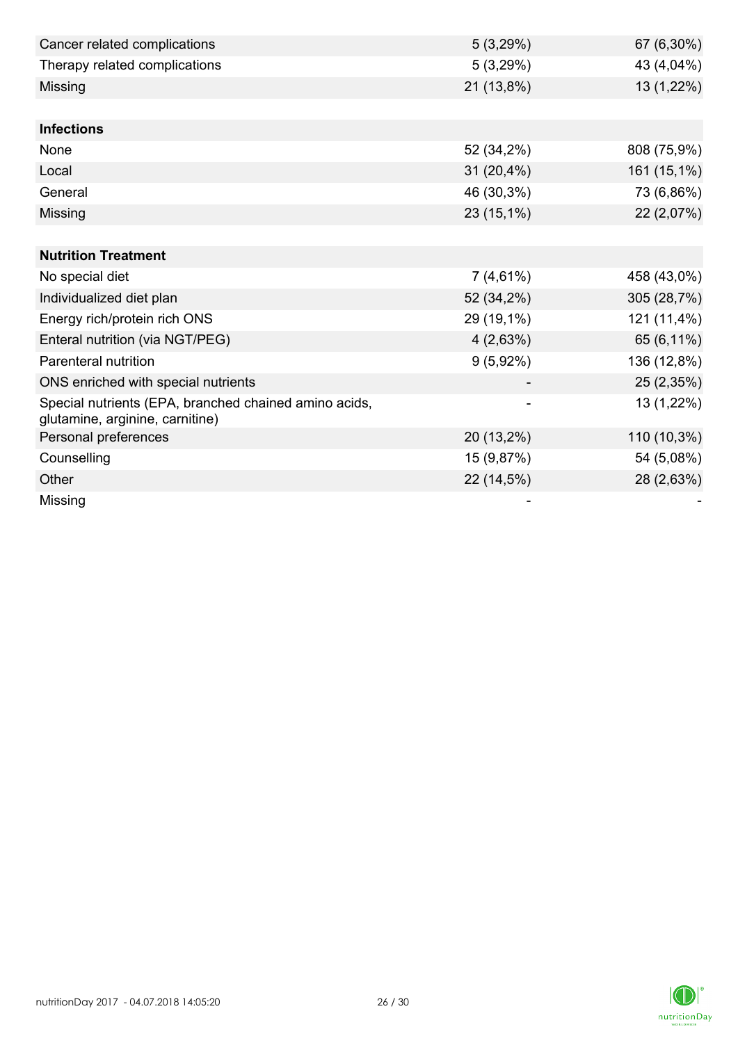| | | |
|---|---|---|
| Cancer related complications | 5 (3,29%) | 67 (6,30%) |
| Therapy related complications | 5 (3,29%) | 43 (4,04%) |
| Missing | 21 (13,8%) | 13 (1,22%) |
| | | |
| **Infections** | | |
| None | 52 (34,2%) | 808 (75,9%) |
| Local | 31 (20,4%) | 161 (15,1%) |
| General | 46 (30,3%) | 73 (6,86%) |
| Missing | 23 (15,1%) | 22 (2,07%) |
| | | |
| **Nutrition Treatment** | | |
| No special diet | 7 (4,61%) | 458 (43,0%) |
| Individualized diet plan | 52 (34,2%) | 305 (28,7%) |
| Energy rich/protein rich ONS | 29 (19,1%) | 121 (11,4%) |
| Enteral nutrition (via NGT/PEG) | 4 (2,63%) | 65 (6,11%) |
| Parenteral nutrition | 9 (5,92%) | 136 (12,8%) |
| ONS enriched with special nutrients | - | 25 (2,35%) |
| Special nutrients (EPA, branched chained amino acids, glutamine, arginine, carnitine) | - | 13 (1,22%) |
| Personal preferences | 20 (13,2%) | 110 (10,3%) |
| Counselling | 15 (9,87%) | 54 (5,08%) |
| Other | 22 (14,5%) | 28 (2,63%) |
| Missing | - | - |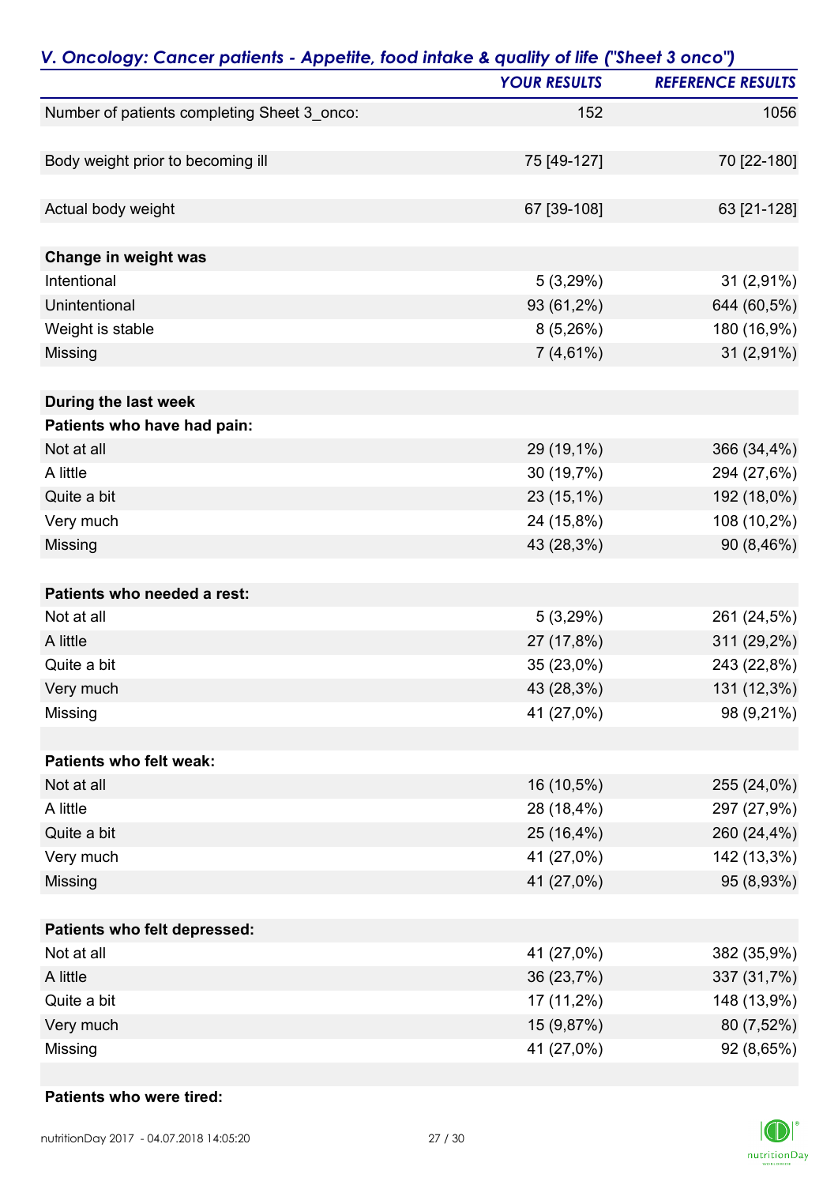## *V. Oncology: Cancer patients - Appetite, food intake & quality of life ("Sheet 3 onco")*

| | *YOUR RESULTS* | *REFERENCE RESULTS* |
|---|---|---|
| Number of patients completing Sheet 3_onco: | 152 | 1056 |
| | | |
| Body weight prior to becoming ill | 75 [49-127] | 70 [22-180] |
| | | |
| Actual body weight | 67 [39-108] | 63 [21-128] |
| | | |
| **Change in weight was** | | |
| Intentional | 5 (3,29%) | 31 (2,91%) |
| Unintentional | 93 (61,2%) | 644 (60,5%) |
| Weight is stable | 8 (5,26%) | 180 (16,9%) |
| Missing | 7 (4,61%) | 31 (2,91%) |
| | | |
| **During the last week** | | |
| **Patients who have had pain:** | | |
| Not at all | 29 (19,1%) | 366 (34,4%) |
| A little | 30 (19,7%) | 294 (27,6%) |
| Quite a bit | 23 (15,1%) | 192 (18,0%) |
| Very much | 24 (15,8%) | 108 (10,2%) |
| Missing | 43 (28,3%) | 90 (8,46%) |
| | | |
| **Patients who needed a rest:** | | |
| Not at all | 5 (3,29%) | 261 (24,5%) |
| A little | 27 (17,8%) | 311 (29,2%) |
| Quite a bit | 35 (23,0%) | 243 (22,8%) |
| Very much | 43 (28,3%) | 131 (12,3%) |
| Missing | 41 (27,0%) | 98 (9,21%) |
| | | |
| **Patients who felt weak:** | | |
| Not at all | 16 (10,5%) | 255 (24,0%) |
| A little | 28 (18,4%) | 297 (27,9%) |
| Quite a bit | 25 (16,4%) | 260 (24,4%) |
| Very much | 41 (27,0%) | 142 (13,3%) |
| Missing | 41 (27,0%) | 95 (8,93%) |
| | | |
| **Patients who felt depressed:** | | |
| Not at all | 41 (27,0%) | 382 (35,9%) |
| A little | 36 (23,7%) | 337 (31,7%) |
| Quite a bit | 17 (11,2%) | 148 (13,9%) |
| Very much | 15 (9,87%) | 80 (7,52%) |
| Missing | 41 (27,0%) | 92 (8,65%) |
| | | |
| **Patients who were tired:** | | |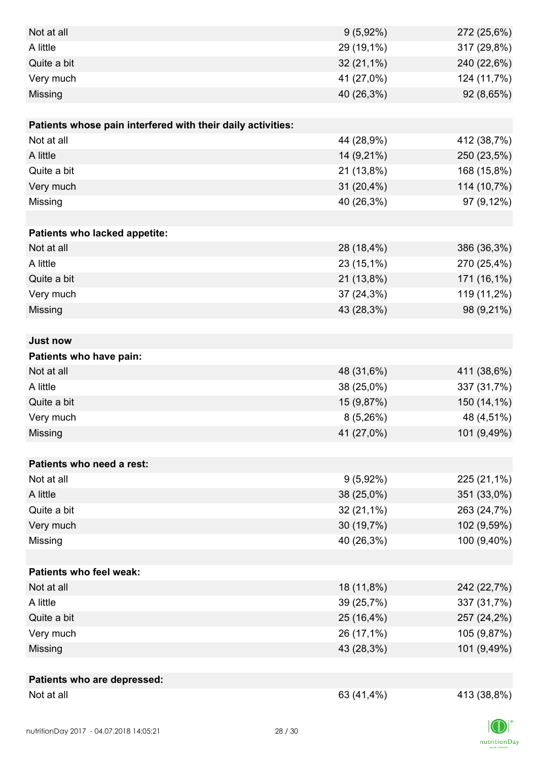| | | |
|---|---|---|
| Not at all | 9 (5,92%) | 272 (25,6%) |
| A little | 29 (19,1%) | 317 (29,8%) |
| Quite a bit | 32 (21,1%) | 240 (22,6%) |
| Very much | 41 (27,0%) | 124 (11,7%) |
| Missing | 40 (26,3%) | 92 (8,65%) |
| | | |
| **Patients whose pain interfered with their daily activities:** | | |
| Not at all | 44 (28,9%) | 412 (38,7%) |
| A little | 14 (9,21%) | 250 (23,5%) |
| Quite a bit | 21 (13,8%) | 168 (15,8%) |
| Very much | 31 (20,4%) | 114 (10,7%) |
| Missing | 40 (26,3%) | 97 (9,12%) |
| | | |
| **Patients who lacked appetite:** | | |
| Not at all | 28 (18,4%) | 386 (36,3%) |
| A little | 23 (15,1%) | 270 (25,4%) |
| Quite a bit | 21 (13,8%) | 171 (16,1%) |
| Very much | 37 (24,3%) | 119 (11,2%) |
| Missing | 43 (28,3%) | 98 (9,21%) |
| | | |
| **Just now** | | |
| **Patients who have pain:** | | |
| Not at all | 48 (31,6%) | 411 (38,6%) |
| A little | 38 (25,0%) | 337 (31,7%) |
| Quite a bit | 15 (9,87%) | 150 (14,1%) |
| Very much | 8 (5,26%) | 48 (4,51%) |
| Missing | 41 (27,0%) | 101 (9,49%) |
| | | |
| **Patients who need a rest:** | | |
| Not at all | 9 (5,92%) | 225 (21,1%) |
| A little | 38 (25,0%) | 351 (33,0%) |
| Quite a bit | 32 (21,1%) | 263 (24,7%) |
| Very much | 30 (19,7%) | 102 (9,59%) |
| Missing | 40 (26,3%) | 100 (9,40%) |
| | | |
| **Patients who feel weak:** | | |
| Not at all | 18 (11,8%) | 242 (22,7%) |
| A little | 39 (25,7%) | 337 (31,7%) |
| Quite a bit | 25 (16,4%) | 257 (24,2%) |
| Very much | 26 (17,1%) | 105 (9,87%) |
| Missing | 43 (28,3%) | 101 (9,49%) |
| | | |
| **Patients who are depressed:** | | |
| Not at all | 63 (41,4%) | 413 (38,8%) |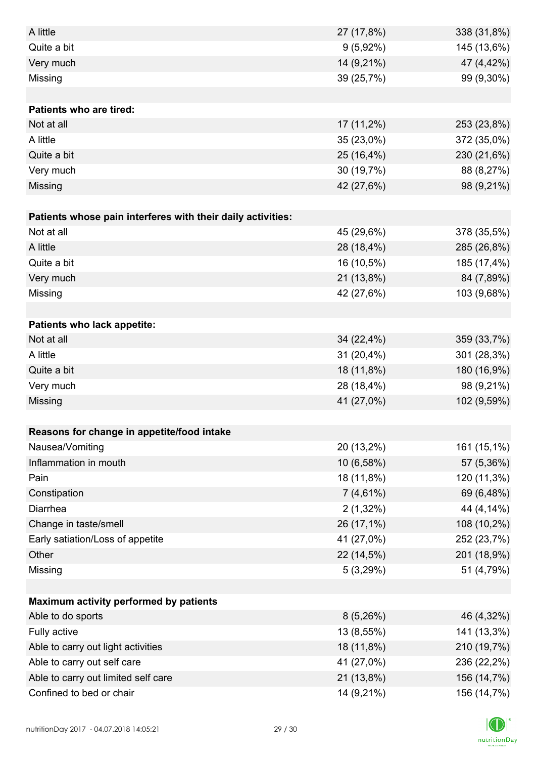| | | |
|---|---|---|
| A little | 27 (17,8%) | 338 (31,8%) |
| Quite a bit | 9 (5,92%) | 145 (13,6%) |
| Very much | 14 (9,21%) | 47 (4,42%) |
| Missing | 39 (25,7%) | 99 (9,30%) |
| | | |
| **Patients who are tired:** | | |
| Not at all | 17 (11,2%) | 253 (23,8%) |
| A little | 35 (23,0%) | 372 (35,0%) |
| Quite a bit | 25 (16,4%) | 230 (21,6%) |
| Very much | 30 (19,7%) | 88 (8,27%) |
| Missing | 42 (27,6%) | 98 (9,21%) |
| | | |
| **Patients whose pain interferes with their daily activities:** | | |
| Not at all | 45 (29,6%) | 378 (35,5%) |
| A little | 28 (18,4%) | 285 (26,8%) |
| Quite a bit | 16 (10,5%) | 185 (17,4%) |
| Very much | 21 (13,8%) | 84 (7,89%) |
| Missing | 42 (27,6%) | 103 (9,68%) |
| | | |
| **Patients who lack appetite:** | | |
| Not at all | 34 (22,4%) | 359 (33,7%) |
| A little | 31 (20,4%) | 301 (28,3%) |
| Quite a bit | 18 (11,8%) | 180 (16,9%) |
| Very much | 28 (18,4%) | 98 (9,21%) |
| Missing | 41 (27,0%) | 102 (9,59%) |
| | | |
| **Reasons for change in appetite/food intake** | | |
| Nausea/Vomiting | 20 (13,2%) | 161 (15,1%) |
| Inflammation in mouth | 10 (6,58%) | 57 (5,36%) |
| Pain | 18 (11,8%) | 120 (11,3%) |
| Constipation | 7 (4,61%) | 69 (6,48%) |
| Diarrhea | 2 (1,32%) | 44 (4,14%) |
| Change in taste/smell | 26 (17,1%) | 108 (10,2%) |
| Early satiation/Loss of appetite | 41 (27,0%) | 252 (23,7%) |
| Other | 22 (14,5%) | 201 (18,9%) |
| Missing | 5 (3,29%) | 51 (4,79%) |
| | | |
| **Maximum activity performed by patients** | | |
| Able to do sports | 8 (5,26%) | 46 (4,32%) |
| Fully active | 13 (8,55%) | 141 (13,3%) |
| Able to carry out light activities | 18 (11,8%) | 210 (19,7%) |
| Able to carry out self care | 41 (27,0%) | 236 (22,2%) |
| Able to carry out limited self care | 21 (13,8%) | 156 (14,7%) |
| Confined to bed or chair | 14 (9,21%) | 156 (14,7%) |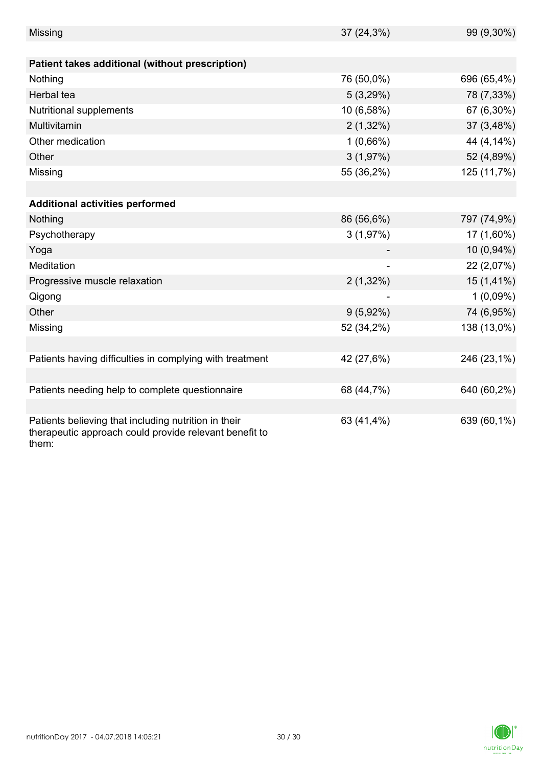| | | |
|---|---|---|
| Missing | 37 (24,3%) | 99 (9,30%) |
| | | |
| **Patient takes additional (without prescription)** | | |
| Nothing | 76 (50,0%) | 696 (65,4%) |
| Herbal tea | 5 (3,29%) | 78 (7,33%) |
| Nutritional supplements | 10 (6,58%) | 67 (6,30%) |
| Multivitamin | 2 (1,32%) | 37 (3,48%) |
| Other medication | 1 (0,66%) | 44 (4,14%) |
| Other | 3 (1,97%) | 52 (4,89%) |
| Missing | 55 (36,2%) | 125 (11,7%) |
| | | |
| **Additional activities performed** | | |
| Nothing | 86 (56,6%) | 797 (74,9%) |
| Psychotherapy | 3 (1,97%) | 17 (1,60%) |
| Yoga | - | 10 (0,94%) |
| Meditation | - | 22 (2,07%) |
| Progressive muscle relaxation | 2 (1,32%) | 15 (1,41%) |
| Qigong | - | 1 (0,09%) |
| Other | 9 (5,92%) | 74 (6,95%) |
| Missing | 52 (34,2%) | 138 (13,0%) |
| | | |
| Patients having difficulties in complying with treatment | 42 (27,6%) | 246 (23,1%) |
| | | |
| Patients needing help to complete questionnaire | 68 (44,7%) | 640 (60,2%) |
| | | |
| Patients believing that including nutrition in their therapeutic approach could provide relevant benefit to them: | 63 (41,4%) | 639 (60,1%) |